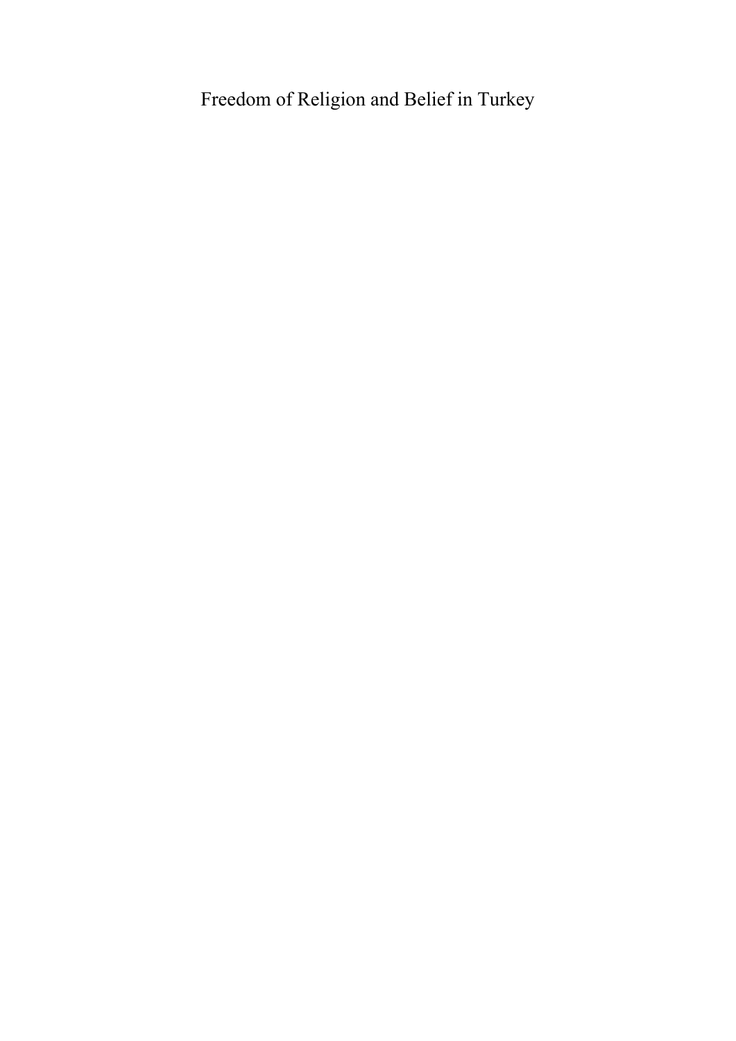# Freedom of Religion and Belief in Turkey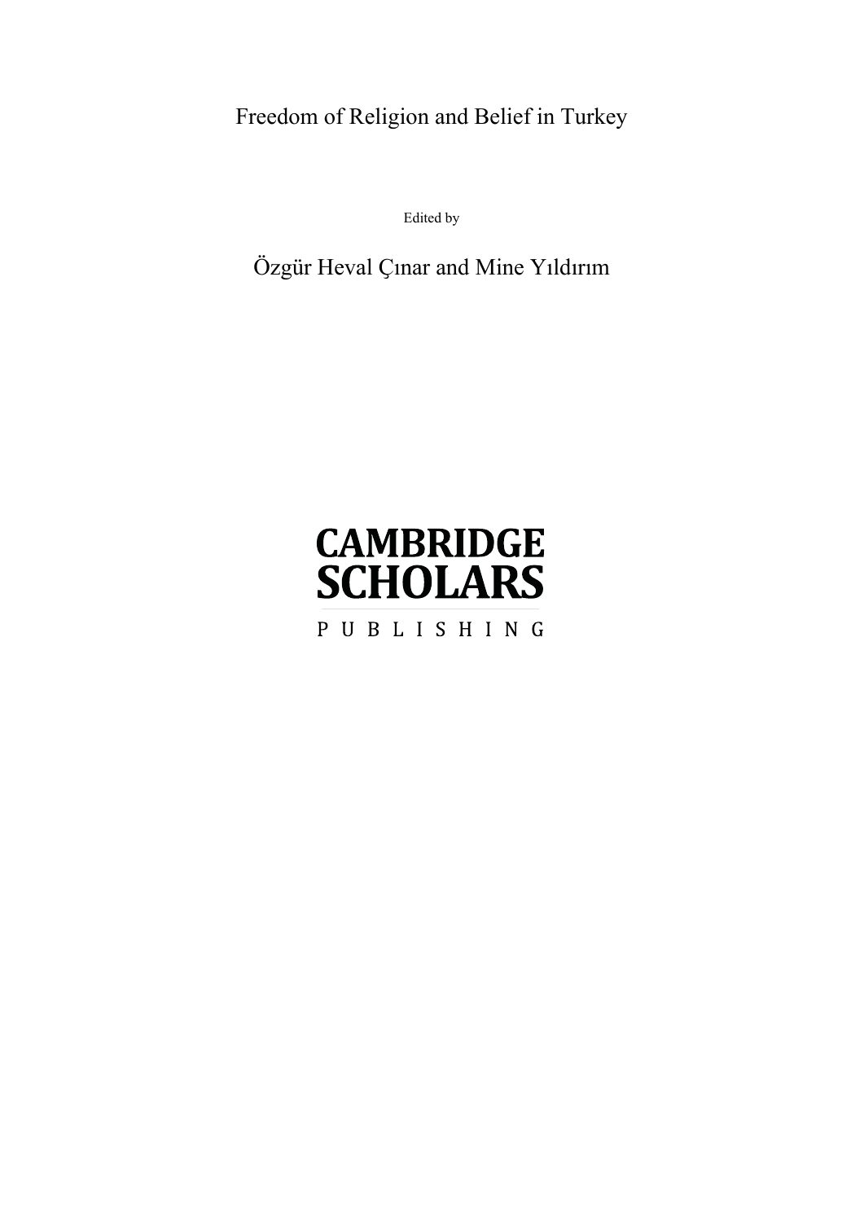# Freedom of Religion and Belief in Turkey

Edited by

Özgür Heval Çınar and Mine Yıldırım

CAMBRIDGE SCHOLARS

PUBLISHING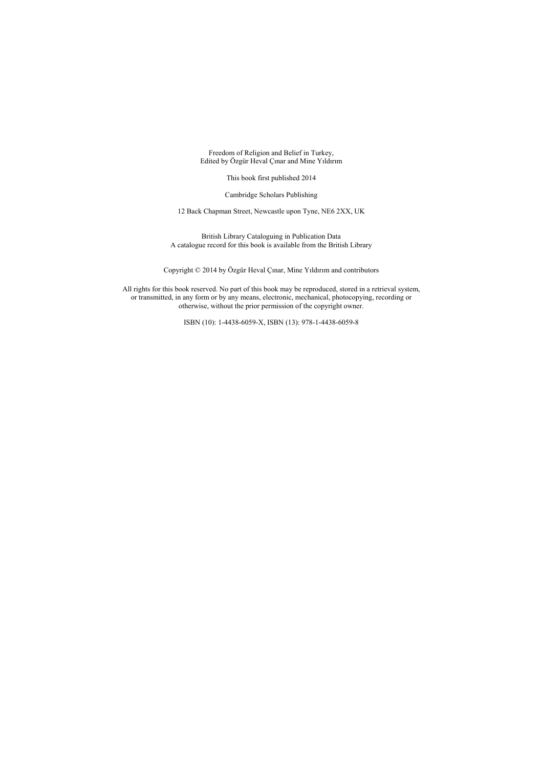Freedom of Religion and Belief in Turkey,
Edited by Özgür Heval Çınar and Mine Yıldırım

This book first published 2014

Cambridge Scholars Publishing

12 Back Chapman Street, Newcastle upon Tyne, NE6 2XX, UK

British Library Cataloguing in Publication Data
A catalogue record for this book is available from the British Library

Copyright © 2014 by Özgür Heval Çınar, Mine Yıldırım and contributors

All rights for this book reserved. No part of this book may be reproduced, stored in a retrieval system, or transmitted, in any form or by any means, electronic, mechanical, photocopying, recording or otherwise, without the prior permission of the copyright owner.

ISBN (10): 1-4438-6059-X, ISBN (13): 978-1-4438-6059-8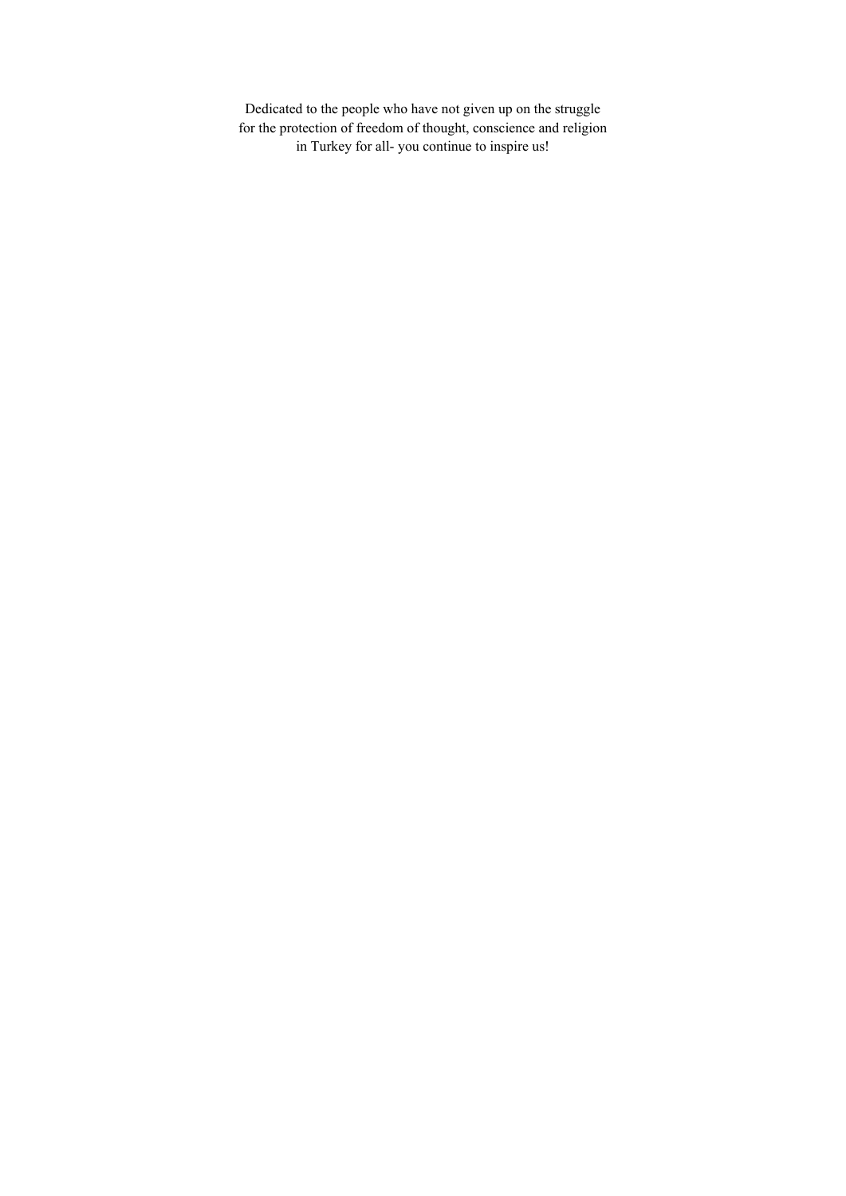Dedicated to the people who have not given up on the struggle for the protection of freedom of thought, conscience and religion in Turkey for all- you continue to inspire us!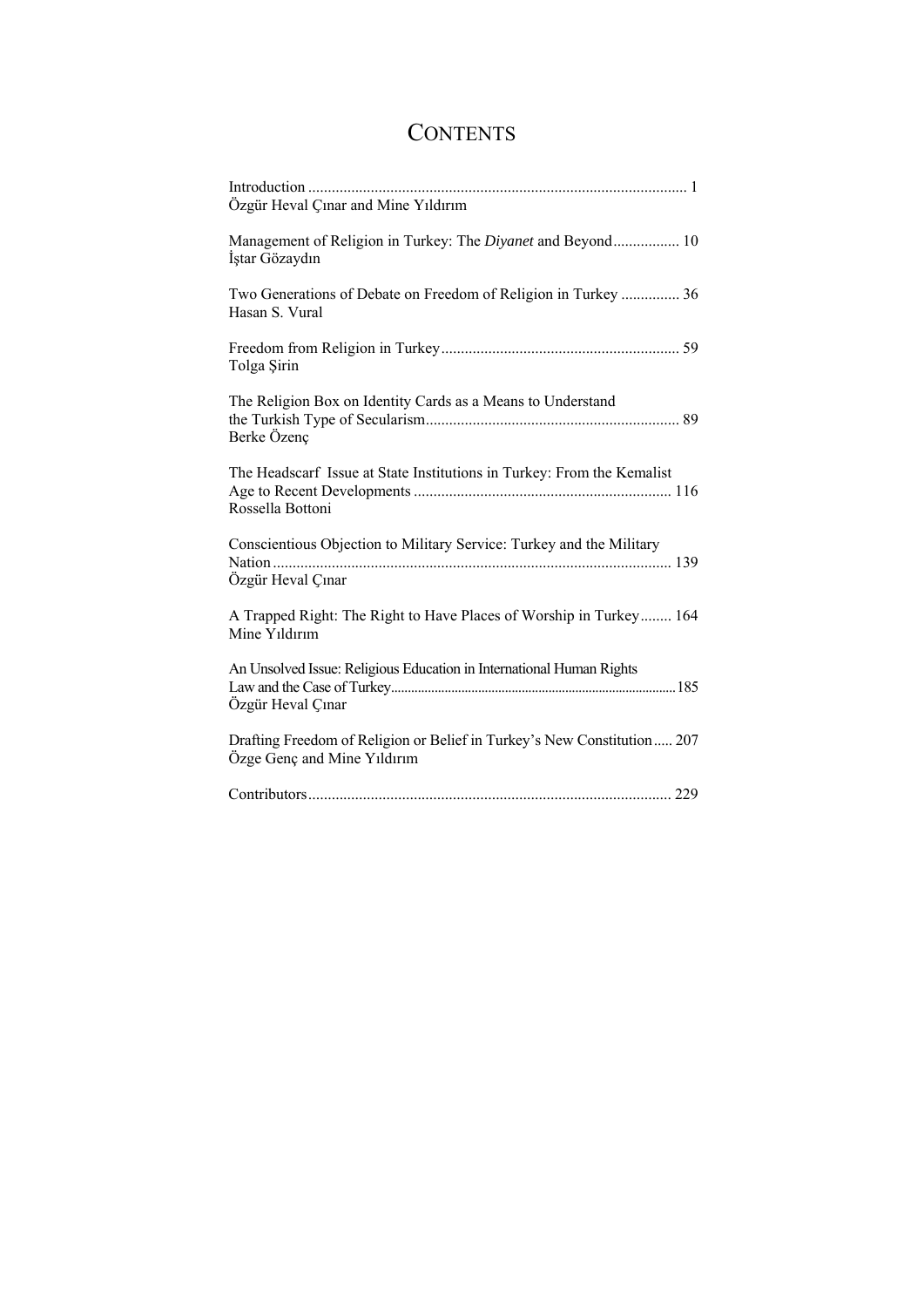# CONTENTS

Introduction ................................................................................................ 1
Özgür Heval Çınar and Mine Yıldırım

Management of Religion in Turkey: The *Diyanet* and Beyond................. 10
İştar Gözaydın

Two Generations of Debate on Freedom of Religion in Turkey ............... 36
Hasan S. Vural

Freedom from Religion in Turkey............................................................ 59
Tolga Şirin

The Religion Box on Identity Cards as a Means to Understand the Turkish Type of Secularism................................................................ 89
Berke Özenç

The Headscarf Issue at State Institutions in Turkey: From the Kemalist Age to Recent Developments ................................................................ 116
Rossella Bottoni

Conscientious Objection to Military Service: Turkey and the Military Nation...................................................................................................... 139
Özgür Heval Çınar

A Trapped Right: The Right to Have Places of Worship in Turkey........ 164
Mine Yıldırım

An Unsolved Issue: Religious Education in International Human Rights Law and the Case of Turkey.......................................................................185
Özgür Heval Çınar

Drafting Freedom of Religion or Belief in Turkey's New Constitution..... 207
Özge Genç and Mine Yıldırım

Contributors............................................................................................ 229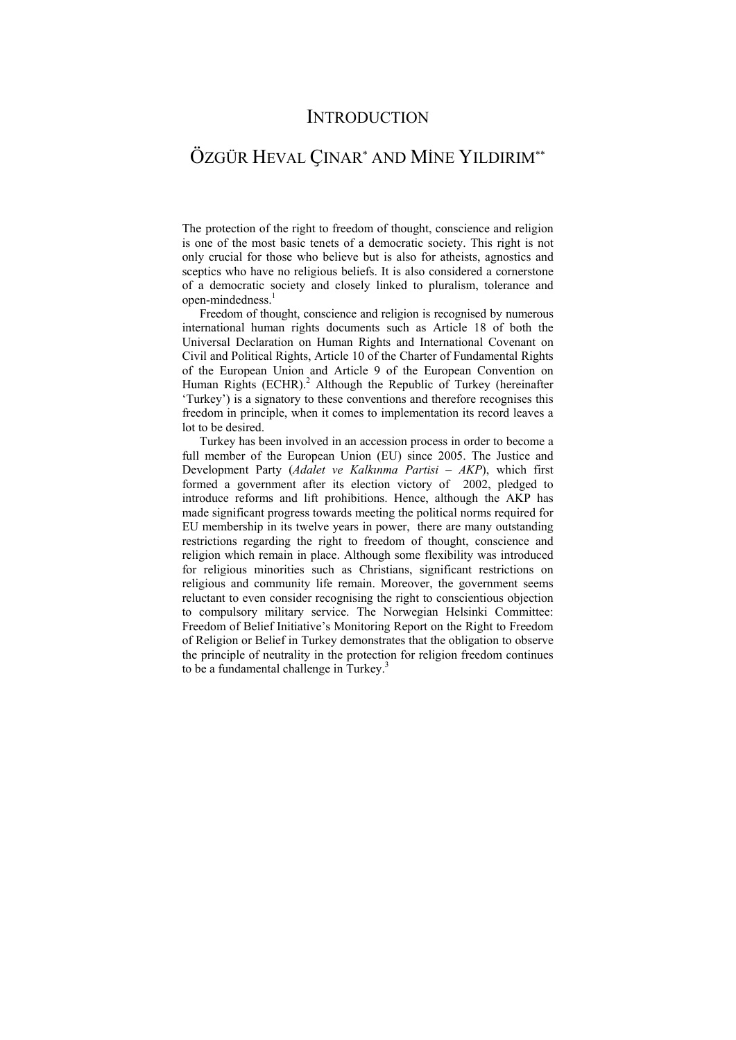# INTRODUCTION

## ÖZGÜR HEVAL ÇINAR* AND MİNE YILDIRIM**

The protection of the right to freedom of thought, conscience and religion is one of the most basic tenets of a democratic society. This right is not only crucial for those who believe but is also for atheists, agnostics and sceptics who have no religious beliefs. It is also considered a cornerstone of a democratic society and closely linked to pluralism, tolerance and open-mindedness.[1]

Freedom of thought, conscience and religion is recognised by numerous international human rights documents such as Article 18 of both the Universal Declaration on Human Rights and International Covenant on Civil and Political Rights, Article 10 of the Charter of Fundamental Rights of the European Union and Article 9 of the European Convention on Human Rights (ECHR).[2] Although the Republic of Turkey (hereinafter 'Turkey') is a signatory to these conventions and therefore recognises this freedom in principle, when it comes to implementation its record leaves a lot to be desired.

Turkey has been involved in an accession process in order to become a full member of the European Union (EU) since 2005. The Justice and Development Party (*Adalet ve Kalkınma Partisi – AKP*), which first formed a government after its election victory of 2002, pledged to introduce reforms and lift prohibitions. Hence, although the AKP has made significant progress towards meeting the political norms required for EU membership in its twelve years in power, there are many outstanding restrictions regarding the right to freedom of thought, conscience and religion which remain in place. Although some flexibility was introduced for religious minorities such as Christians, significant restrictions on religious and community life remain. Moreover, the government seems reluctant to even consider recognising the right to conscientious objection to compulsory military service. The Norwegian Helsinki Committee: Freedom of Belief Initiative's Monitoring Report on the Right to Freedom of Religion or Belief in Turkey demonstrates that the obligation to observe the principle of neutrality in the protection for religion freedom continues to be a fundamental challenge in Turkey.[3]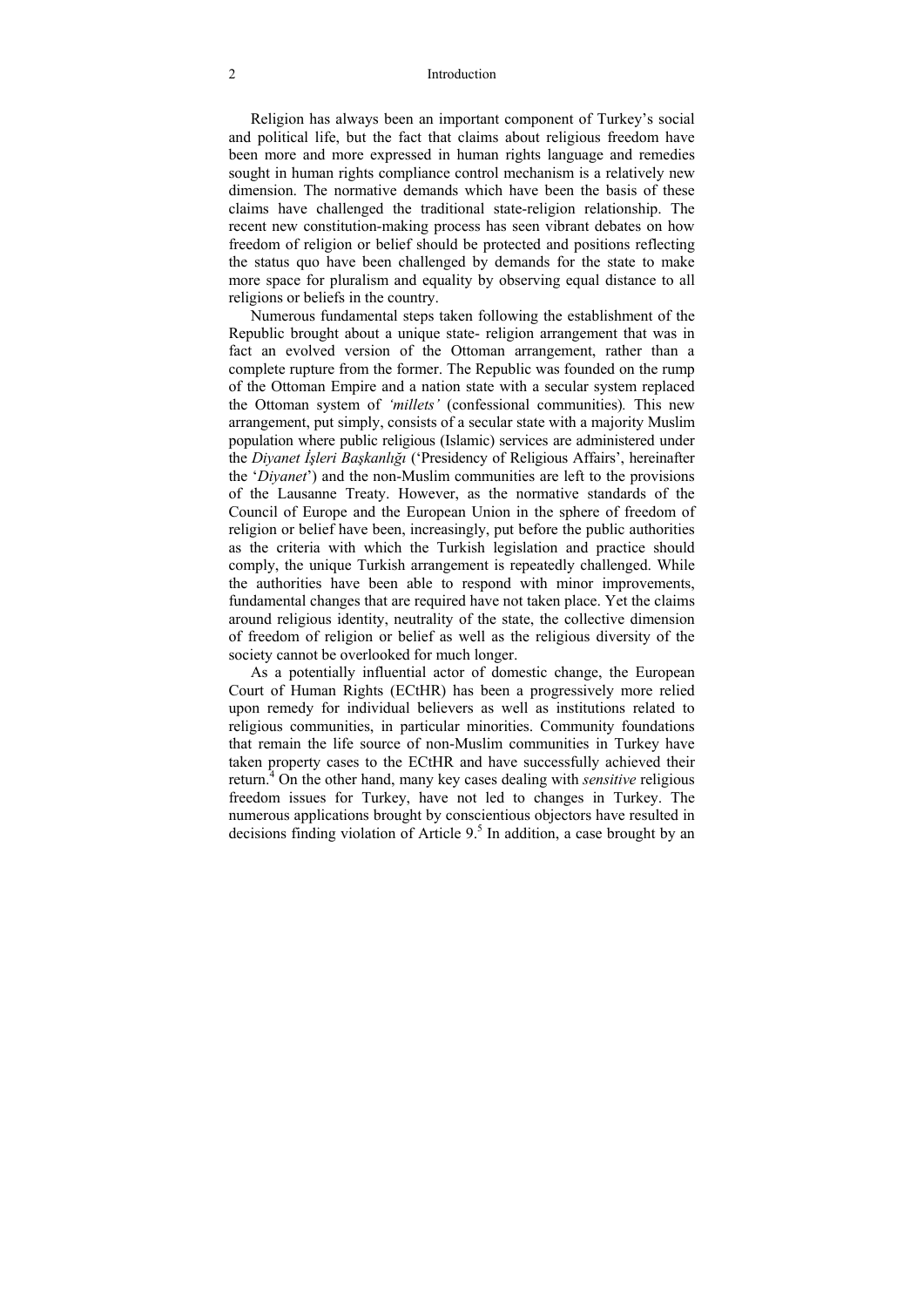Religion has always been an important component of Turkey's social and political life, but the fact that claims about religious freedom have been more and more expressed in human rights language and remedies sought in human rights compliance control mechanism is a relatively new dimension. The normative demands which have been the basis of these claims have challenged the traditional state-religion relationship. The recent new constitution-making process has seen vibrant debates on how freedom of religion or belief should be protected and positions reflecting the status quo have been challenged by demands for the state to make more space for pluralism and equality by observing equal distance to all religions or beliefs in the country.

Numerous fundamental steps taken following the establishment of the Republic brought about a unique state- religion arrangement that was in fact an evolved version of the Ottoman arrangement, rather than a complete rupture from the former. The Republic was founded on the rump of the Ottoman Empire and a nation state with a secular system replaced the Ottoman system of *'millets'* (confessional communities). This new arrangement, put simply, consists of a secular state with a majority Muslim population where public religious (Islamic) services are administered under the *Diyanet İşleri Başkanlığı* ('Presidency of Religious Affairs', hereinafter the '*Diyanet*') and the non-Muslim communities are left to the provisions of the Lausanne Treaty. However, as the normative standards of the Council of Europe and the European Union in the sphere of freedom of religion or belief have been, increasingly, put before the public authorities as the criteria with which the Turkish legislation and practice should comply, the unique Turkish arrangement is repeatedly challenged. While the authorities have been able to respond with minor improvements, fundamental changes that are required have not taken place. Yet the claims around religious identity, neutrality of the state, the collective dimension of freedom of religion or belief as well as the religious diversity of the society cannot be overlooked for much longer.

As a potentially influential actor of domestic change, the European Court of Human Rights (ECtHR) has been a progressively more relied upon remedy for individual believers as well as institutions related to religious communities, in particular minorities. Community foundations that remain the life source of non-Muslim communities in Turkey have taken property cases to the ECtHR and have successfully achieved their return.[4] On the other hand, many key cases dealing with *sensitive* religious freedom issues for Turkey, have not led to changes in Turkey. The numerous applications brought by conscientious objectors have resulted in decisions finding violation of Article 9.[5] In addition, a case brought by an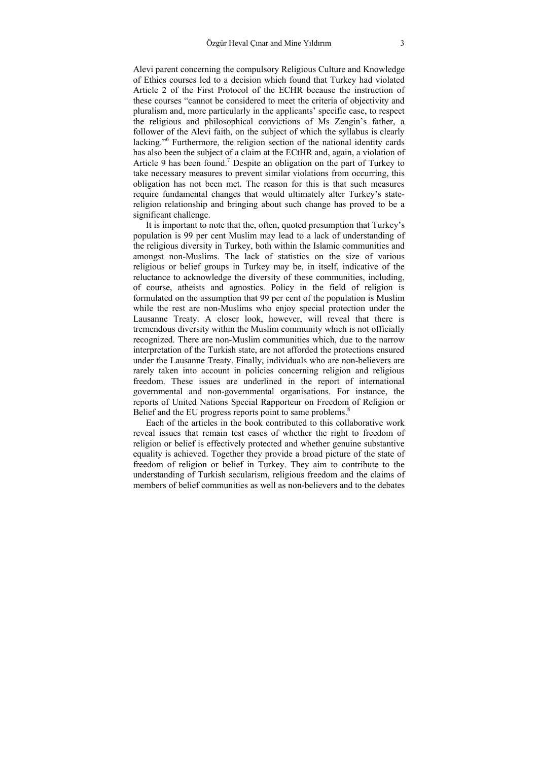Alevi parent concerning the compulsory Religious Culture and Knowledge of Ethics courses led to a decision which found that Turkey had violated Article 2 of the First Protocol of the ECHR because the instruction of these courses "cannot be considered to meet the criteria of objectivity and pluralism and, more particularly in the applicants' specific case, to respect the religious and philosophical convictions of Ms Zengin's father, a follower of the Alevi faith, on the subject of which the syllabus is clearly lacking."[6] Furthermore, the religion section of the national identity cards has also been the subject of a claim at the ECtHR and, again, a violation of Article 9 has been found.[7] Despite an obligation on the part of Turkey to take necessary measures to prevent similar violations from occurring, this obligation has not been met. The reason for this is that such measures require fundamental changes that would ultimately alter Turkey's state-religion relationship and bringing about such change has proved to be a significant challenge.

It is important to note that the, often, quoted presumption that Turkey's population is 99 per cent Muslim may lead to a lack of understanding of the religious diversity in Turkey, both within the Islamic communities and amongst non-Muslims. The lack of statistics on the size of various religious or belief groups in Turkey may be, in itself, indicative of the reluctance to acknowledge the diversity of these communities, including, of course, atheists and agnostics. Policy in the field of religion is formulated on the assumption that 99 per cent of the population is Muslim while the rest are non-Muslims who enjoy special protection under the Lausanne Treaty. A closer look, however, will reveal that there is tremendous diversity within the Muslim community which is not officially recognized. There are non-Muslim communities which, due to the narrow interpretation of the Turkish state, are not afforded the protections ensured under the Lausanne Treaty. Finally, individuals who are non-believers are rarely taken into account in policies concerning religion and religious freedom. These issues are underlined in the report of international governmental and non-governmental organisations. For instance, the reports of United Nations Special Rapporteur on Freedom of Religion or Belief and the EU progress reports point to same problems.[8]

Each of the articles in the book contributed to this collaborative work reveal issues that remain test cases of whether the right to freedom of religion or belief is effectively protected and whether genuine substantive equality is achieved. Together they provide a broad picture of the state of freedom of religion or belief in Turkey. They aim to contribute to the understanding of Turkish secularism, religious freedom and the claims of members of belief communities as well as non-believers and to the debates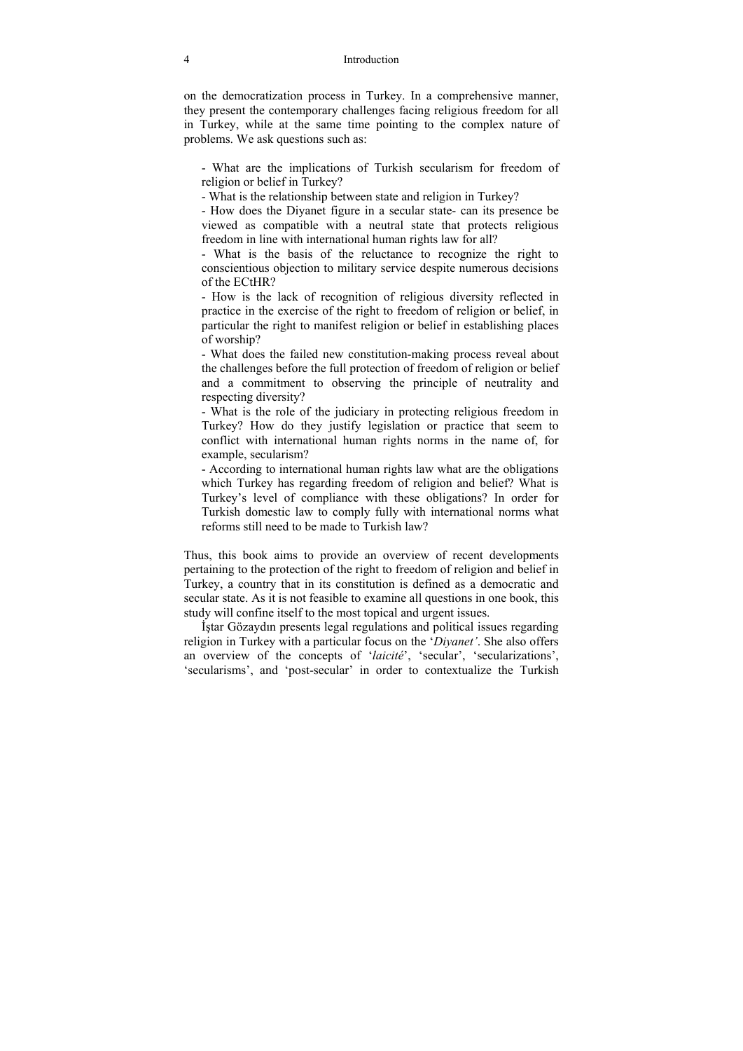on the democratization process in Turkey. In a comprehensive manner, they present the contemporary challenges facing religious freedom for all in Turkey, while at the same time pointing to the complex nature of problems. We ask questions such as:

- What are the implications of Turkish secularism for freedom of religion or belief in Turkey?
- What is the relationship between state and religion in Turkey?
- How does the Diyanet figure in a secular state- can its presence be viewed as compatible with a neutral state that protects religious freedom in line with international human rights law for all?
- What is the basis of the reluctance to recognize the right to conscientious objection to military service despite numerous decisions of the ECtHR?
- How is the lack of recognition of religious diversity reflected in practice in the exercise of the right to freedom of religion or belief, in particular the right to manifest religion or belief in establishing places of worship?
- What does the failed new constitution-making process reveal about the challenges before the full protection of freedom of religion or belief and a commitment to observing the principle of neutrality and respecting diversity?
- What is the role of the judiciary in protecting religious freedom in Turkey? How do they justify legislation or practice that seem to conflict with international human rights norms in the name of, for example, secularism?
- According to international human rights law what are the obligations which Turkey has regarding freedom of religion and belief? What is Turkey's level of compliance with these obligations? In order for Turkish domestic law to comply fully with international norms what reforms still need to be made to Turkish law?

Thus, this book aims to provide an overview of recent developments pertaining to the protection of the right to freedom of religion and belief in Turkey, a country that in its constitution is defined as a democratic and secular state. As it is not feasible to examine all questions in one book, this study will confine itself to the most topical and urgent issues.

İştar Gözaydın presents legal regulations and political issues regarding religion in Turkey with a particular focus on the '*Diyanet'*. She also offers an overview of the concepts of '*laicité*', 'secular', 'secularizations', 'secularisms', and 'post-secular' in order to contextualize the Turkish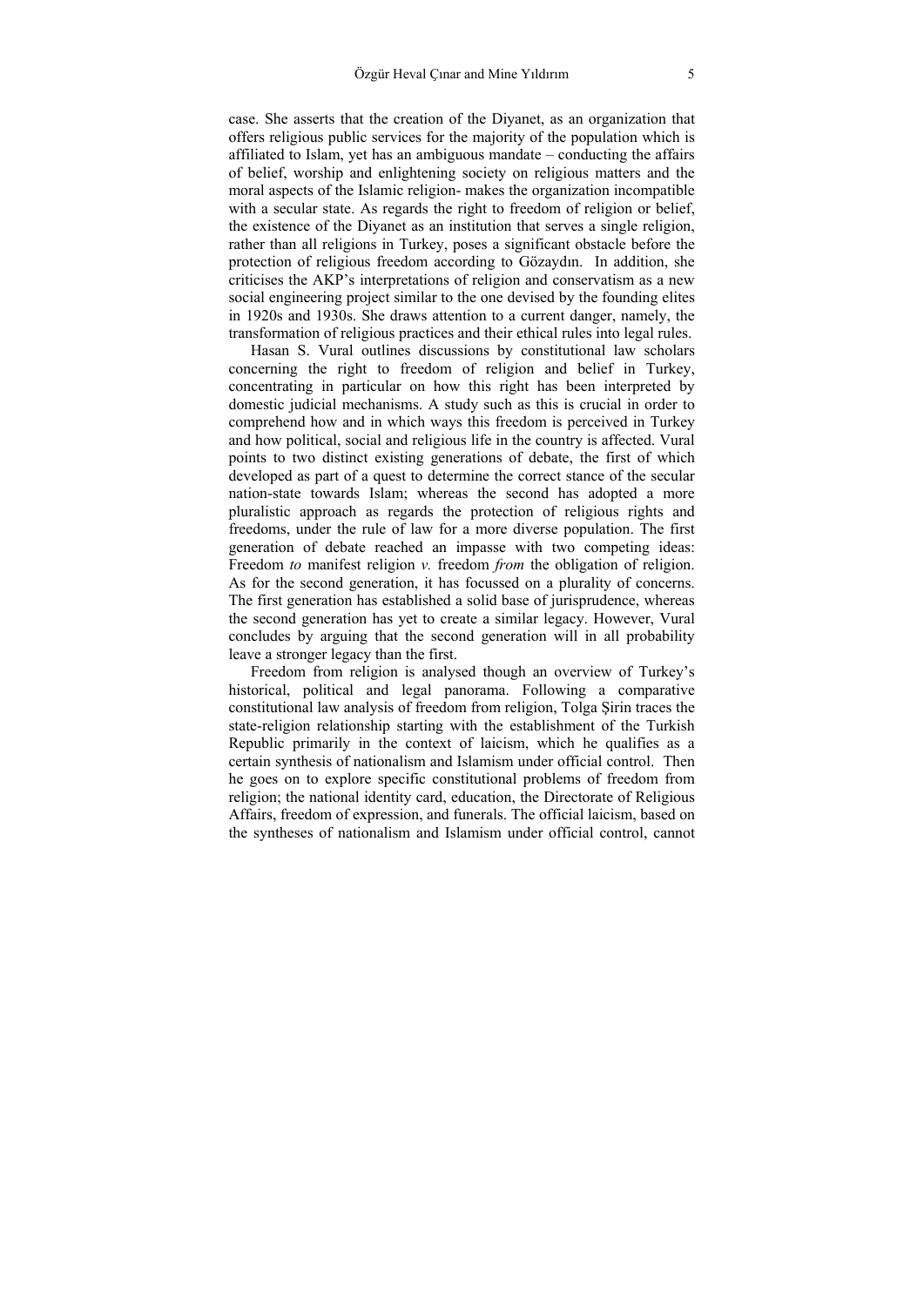case. She asserts that the creation of the Diyanet, as an organization that offers religious public services for the majority of the population which is affiliated to Islam, yet has an ambiguous mandate – conducting the affairs of belief, worship and enlightening society on religious matters and the moral aspects of the Islamic religion- makes the organization incompatible with a secular state. As regards the right to freedom of religion or belief, the existence of the Diyanet as an institution that serves a single religion, rather than all religions in Turkey, poses a significant obstacle before the protection of religious freedom according to Gözaydın. In addition, she criticises the AKP's interpretations of religion and conservatism as a new social engineering project similar to the one devised by the founding elites in 1920s and 1930s. She draws attention to a current danger, namely, the transformation of religious practices and their ethical rules into legal rules.

Hasan S. Vural outlines discussions by constitutional law scholars concerning the right to freedom of religion and belief in Turkey, concentrating in particular on how this right has been interpreted by domestic judicial mechanisms. A study such as this is crucial in order to comprehend how and in which ways this freedom is perceived in Turkey and how political, social and religious life in the country is affected. Vural points to two distinct existing generations of debate, the first of which developed as part of a quest to determine the correct stance of the secular nation-state towards Islam; whereas the second has adopted a more pluralistic approach as regards the protection of religious rights and freedoms, under the rule of law for a more diverse population. The first generation of debate reached an impasse with two competing ideas: Freedom *to* manifest religion *v.* freedom *from* the obligation of religion. As for the second generation, it has focussed on a plurality of concerns. The first generation has established a solid base of jurisprudence, whereas the second generation has yet to create a similar legacy. However, Vural concludes by arguing that the second generation will in all probability leave a stronger legacy than the first.

Freedom from religion is analysed though an overview of Turkey's historical, political and legal panorama. Following a comparative constitutional law analysis of freedom from religion, Tolga Şirin traces the state-religion relationship starting with the establishment of the Turkish Republic primarily in the context of laicism, which he qualifies as a certain synthesis of nationalism and Islamism under official control. Then he goes on to explore specific constitutional problems of freedom from religion; the national identity card, education, the Directorate of Religious Affairs, freedom of expression, and funerals. The official laicism, based on the syntheses of nationalism and Islamism under official control, cannot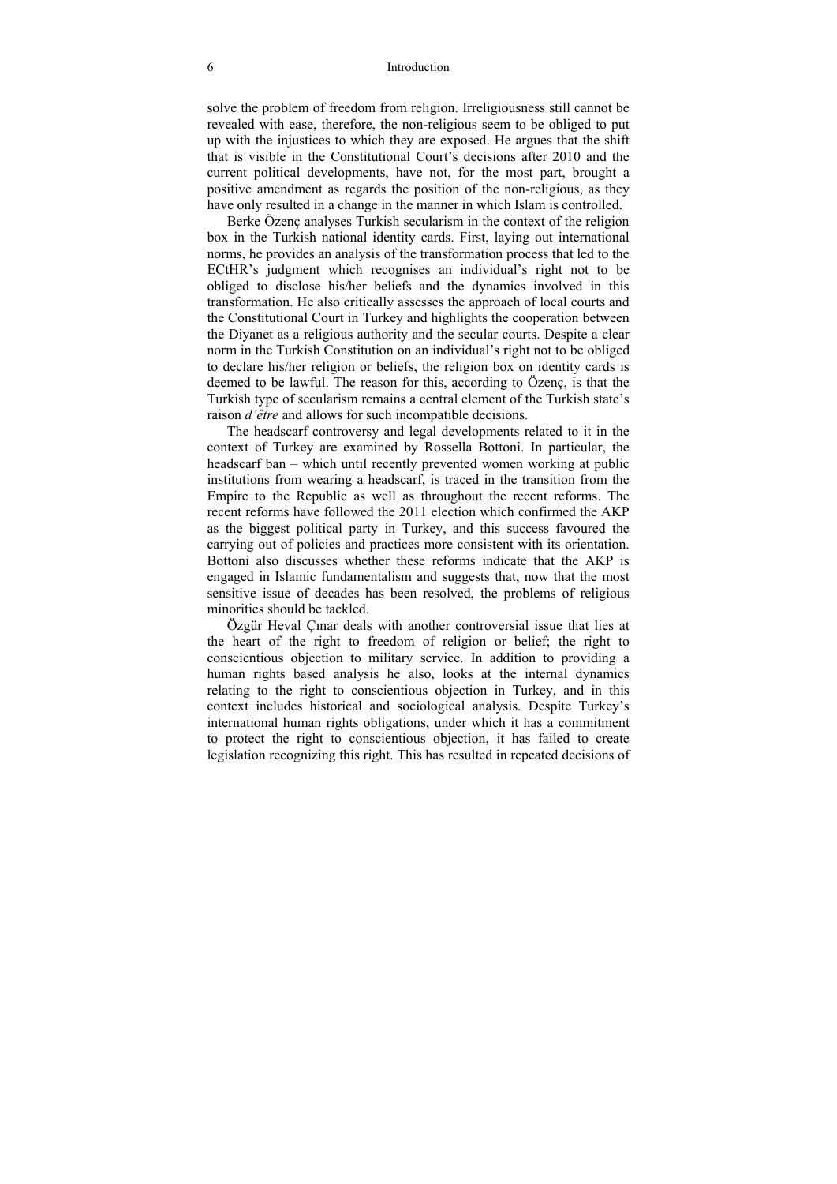solve the problem of freedom from religion. Irreligiousness still cannot be revealed with ease, therefore, the non-religious seem to be obliged to put up with the injustices to which they are exposed. He argues that the shift that is visible in the Constitutional Court's decisions after 2010 and the current political developments, have not, for the most part, brought a positive amendment as regards the position of the non-religious, as they have only resulted in a change in the manner in which Islam is controlled.

Berke Özenç analyses Turkish secularism in the context of the religion box in the Turkish national identity cards. First, laying out international norms, he provides an analysis of the transformation process that led to the ECtHR's judgment which recognises an individual's right not to be obliged to disclose his/her beliefs and the dynamics involved in this transformation. He also critically assesses the approach of local courts and the Constitutional Court in Turkey and highlights the cooperation between the Diyanet as a religious authority and the secular courts. Despite a clear norm in the Turkish Constitution on an individual's right not to be obliged to declare his/her religion or beliefs, the religion box on identity cards is deemed to be lawful. The reason for this, according to Özenç, is that the Turkish type of secularism remains a central element of the Turkish state's raison *d'être* and allows for such incompatible decisions.

The headscarf controversy and legal developments related to it in the context of Turkey are examined by Rossella Bottoni. In particular, the headscarf ban – which until recently prevented women working at public institutions from wearing a headscarf, is traced in the transition from the Empire to the Republic as well as throughout the recent reforms. The recent reforms have followed the 2011 election which confirmed the AKP as the biggest political party in Turkey, and this success favoured the carrying out of policies and practices more consistent with its orientation. Bottoni also discusses whether these reforms indicate that the AKP is engaged in Islamic fundamentalism and suggests that, now that the most sensitive issue of decades has been resolved, the problems of religious minorities should be tackled.

Özgür Heval Çınar deals with another controversial issue that lies at the heart of the right to freedom of religion or belief; the right to conscientious objection to military service. In addition to providing a human rights based analysis he also, looks at the internal dynamics relating to the right to conscientious objection in Turkey, and in this context includes historical and sociological analysis. Despite Turkey's international human rights obligations, under which it has a commitment to protect the right to conscientious objection, it has failed to create legislation recognizing this right. This has resulted in repeated decisions of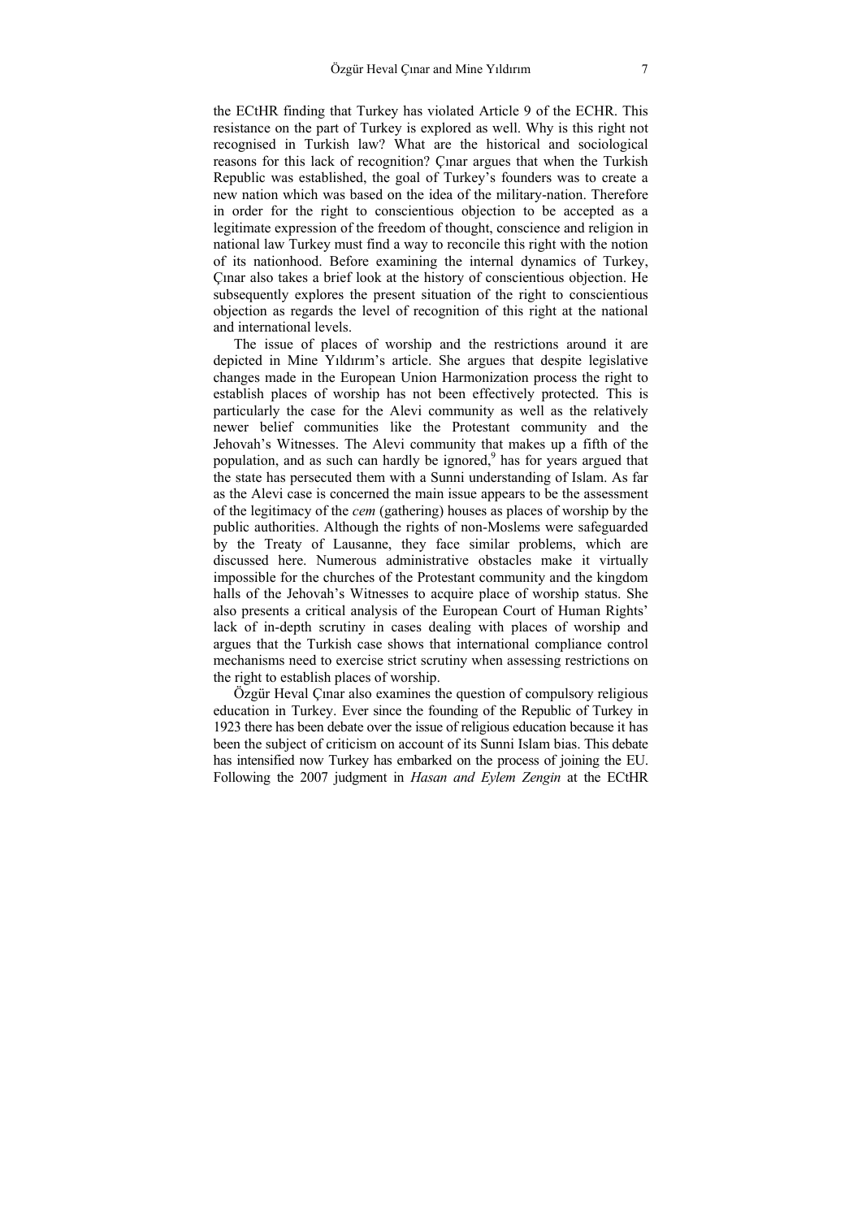the ECtHR finding that Turkey has violated Article 9 of the ECHR. This resistance on the part of Turkey is explored as well. Why is this right not recognised in Turkish law? What are the historical and sociological reasons for this lack of recognition? Çınar argues that when the Turkish Republic was established, the goal of Turkey's founders was to create a new nation which was based on the idea of the military-nation. Therefore in order for the right to conscientious objection to be accepted as a legitimate expression of the freedom of thought, conscience and religion in national law Turkey must find a way to reconcile this right with the notion of its nationhood. Before examining the internal dynamics of Turkey, Çınar also takes a brief look at the history of conscientious objection. He subsequently explores the present situation of the right to conscientious objection as regards the level of recognition of this right at the national and international levels.

The issue of places of worship and the restrictions around it are depicted in Mine Yıldırım's article. She argues that despite legislative changes made in the European Union Harmonization process the right to establish places of worship has not been effectively protected. This is particularly the case for the Alevi community as well as the relatively newer belief communities like the Protestant community and the Jehovah's Witnesses. The Alevi community that makes up a fifth of the population, and as such can hardly be ignored,[9] has for years argued that the state has persecuted them with a Sunni understanding of Islam. As far as the Alevi case is concerned the main issue appears to be the assessment of the legitimacy of the *cem* (gathering) houses as places of worship by the public authorities. Although the rights of non-Moslems were safeguarded by the Treaty of Lausanne, they face similar problems, which are discussed here. Numerous administrative obstacles make it virtually impossible for the churches of the Protestant community and the kingdom halls of the Jehovah's Witnesses to acquire place of worship status. She also presents a critical analysis of the European Court of Human Rights' lack of in-depth scrutiny in cases dealing with places of worship and argues that the Turkish case shows that international compliance control mechanisms need to exercise strict scrutiny when assessing restrictions on the right to establish places of worship.

Özgür Heval Çınar also examines the question of compulsory religious education in Turkey. Ever since the founding of the Republic of Turkey in 1923 there has been debate over the issue of religious education because it has been the subject of criticism on account of its Sunni Islam bias. This debate has intensified now Turkey has embarked on the process of joining the EU. Following the 2007 judgment in *Hasan and Eylem Zengin* at the ECtHR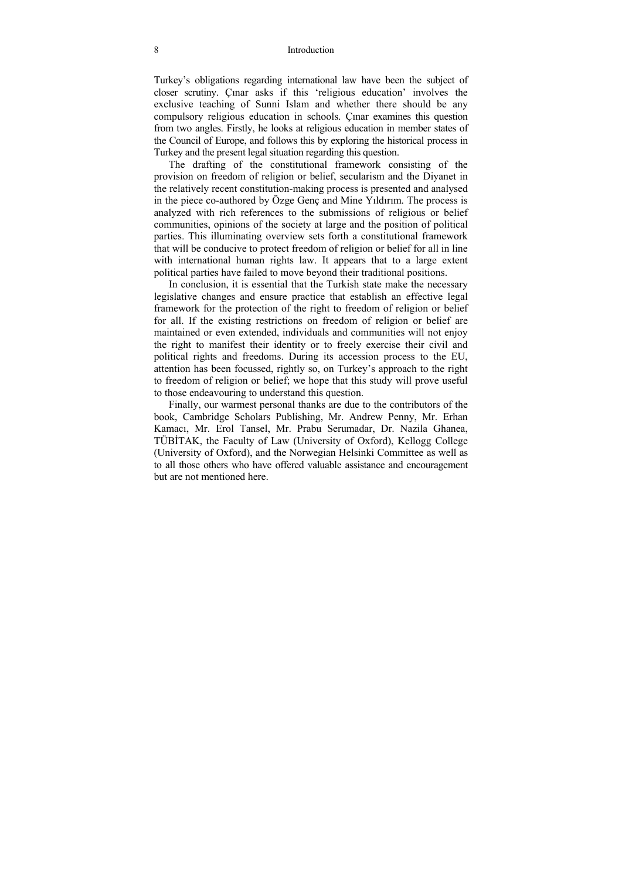Turkey's obligations regarding international law have been the subject of closer scrutiny. Çınar asks if this 'religious education' involves the exclusive teaching of Sunni Islam and whether there should be any compulsory religious education in schools. Çınar examines this question from two angles. Firstly, he looks at religious education in member states of the Council of Europe, and follows this by exploring the historical process in Turkey and the present legal situation regarding this question.

The drafting of the constitutional framework consisting of the provision on freedom of religion or belief, secularism and the Diyanet in the relatively recent constitution-making process is presented and analysed in the piece co-authored by Özge Genç and Mine Yıldırım. The process is analyzed with rich references to the submissions of religious or belief communities, opinions of the society at large and the position of political parties. This illuminating overview sets forth a constitutional framework that will be conducive to protect freedom of religion or belief for all in line with international human rights law. It appears that to a large extent political parties have failed to move beyond their traditional positions.

In conclusion, it is essential that the Turkish state make the necessary legislative changes and ensure practice that establish an effective legal framework for the protection of the right to freedom of religion or belief for all. If the existing restrictions on freedom of religion or belief are maintained or even extended, individuals and communities will not enjoy the right to manifest their identity or to freely exercise their civil and political rights and freedoms. During its accession process to the EU, attention has been focussed, rightly so, on Turkey's approach to the right to freedom of religion or belief; we hope that this study will prove useful to those endeavouring to understand this question.

Finally, our warmest personal thanks are due to the contributors of the book, Cambridge Scholars Publishing, Mr. Andrew Penny, Mr. Erhan Kamacı, Mr. Erol Tansel, Mr. Prabu Serumadar, Dr. Nazila Ghanea, TÜBİTAK, the Faculty of Law (University of Oxford), Kellogg College (University of Oxford), and the Norwegian Helsinki Committee as well as to all those others who have offered valuable assistance and encouragement but are not mentioned here.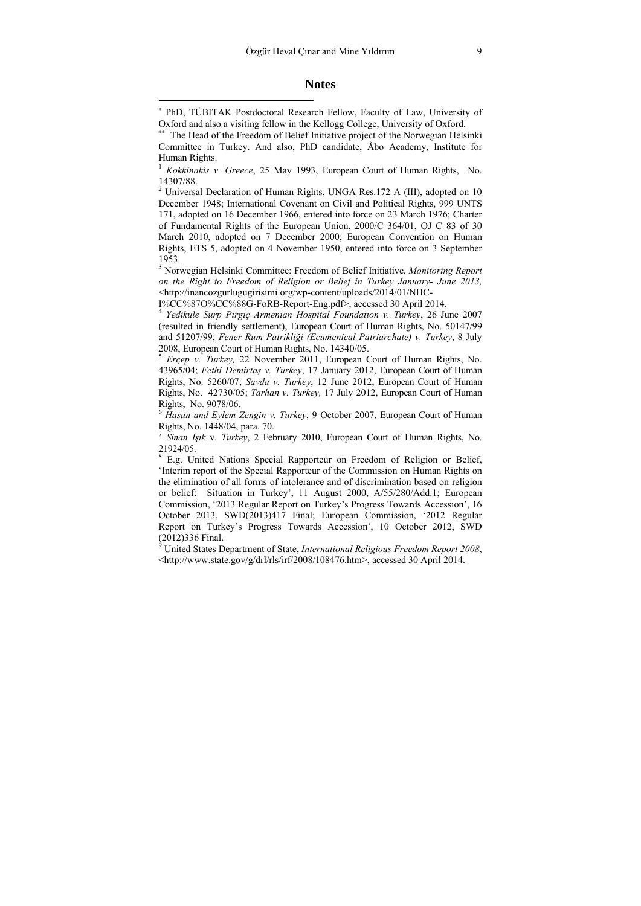## Notes

[*] PhD, TÜBİTAK Postdoctoral Research Fellow, Faculty of Law, University of Oxford and also a visiting fellow in the Kellogg College, University of Oxford.

[**] The Head of the Freedom of Belief Initiative project of the Norwegian Helsinki Committee in Turkey. And also, PhD candidate, Åbo Academy, Institute for Human Rights.

[1] *Kokkinakis v. Greece*, 25 May 1993, European Court of Human Rights, No. 14307/88.

[2] Universal Declaration of Human Rights, UNGA Res.172 A (III), adopted on 10 December 1948; International Covenant on Civil and Political Rights, 999 UNTS 171, adopted on 16 December 1966, entered into force on 23 March 1976; Charter of Fundamental Rights of the European Union, 2000/C 364/01, OJ C 83 of 30 March 2010, adopted on 7 December 2000; European Convention on Human Rights, ETS 5, adopted on 4 November 1950, entered into force on 3 September 1953.

[3] Norwegian Helsinki Committee: Freedom of Belief Initiative, *Monitoring Report on the Right to Freedom of Religion or Belief in Turkey January- June 2013,* <http://inancozgurlugugirisimi.org/wp-content/uploads/2014/01/NHC-I%CC%87O%CC%88G-FoRB-Report-Eng.pdf>, accessed 30 April 2014.

[4] *Yedikule Surp Pirgiç Armenian Hospital Foundation v. Turkey*, 26 June 2007 (resulted in friendly settlement), European Court of Human Rights, No. 50147/99 and 51207/99; *Fener Rum Patrikliği (Ecumenical Patriarchate) v. Turkey*, 8 July 2008, European Court of Human Rights, No. 14340/05.

[5] *Erçep v. Turkey,* 22 November 2011, European Court of Human Rights, No. 43965/04; *Fethi Demirtaş v. Turkey*, 17 January 2012, European Court of Human Rights, No. 5260/07; *Savda v. Turkey*, 12 June 2012, European Court of Human Rights, No. 42730/05; *Tarhan v. Turkey,* 17 July 2012, European Court of Human Rights, No. 9078/06.

[6] *Hasan and Eylem Zengin v. Turkey*, 9 October 2007, European Court of Human Rights, No. 1448/04, para. 70.

[7] *Sinan Işık* v. *Turkey*, 2 February 2010, European Court of Human Rights, No. 21924/05.

[8] E.g. United Nations Special Rapporteur on Freedom of Religion or Belief, 'Interim report of the Special Rapporteur of the Commission on Human Rights on the elimination of all forms of intolerance and of discrimination based on religion or belief: Situation in Turkey', 11 August 2000, A/55/280/Add.1; European Commission, '2013 Regular Report on Turkey's Progress Towards Accession', 16 October 2013, SWD(2013)417 Final; European Commission, '2012 Regular Report on Turkey's Progress Towards Accession', 10 October 2012, SWD (2012)336 Final.

[9] United States Department of State, *International Religious Freedom Report 2008*, <http://www.state.gov/g/drl/rls/irf/2008/108476.htm>, accessed 30 April 2014.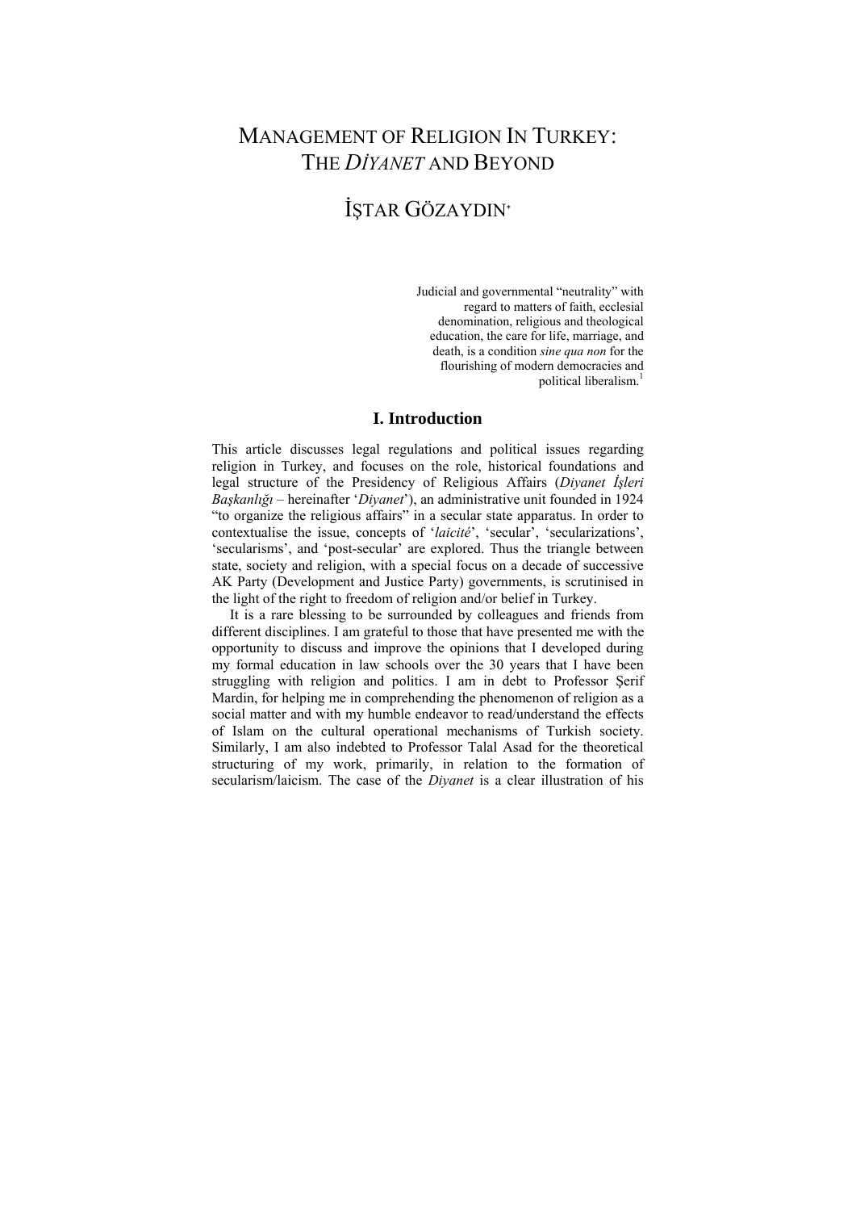# MANAGEMENT OF RELIGION IN TURKEY: THE *DİYANET* AND BEYOND

## İŞTAR GÖZAYDIN*

> Judicial and governmental "neutrality" with regard to matters of faith, ecclesial denomination, religious and theological education, the care for life, marriage, and death, is a condition *sine qua non* for the flourishing of modern democracies and political liberalism.[1]

### I. Introduction

This article discusses legal regulations and political issues regarding religion in Turkey, and focuses on the role, historical foundations and legal structure of the Presidency of Religious Affairs (*Diyanet İşleri Başkanlığı* – hereinafter '*Diyanet*'), an administrative unit founded in 1924 "to organize the religious affairs" in a secular state apparatus. In order to contextualise the issue, concepts of '*laicité*', 'secular', 'secularizations', 'secularisms', and 'post-secular' are explored. Thus the triangle between state, society and religion, with a special focus on a decade of successive AK Party (Development and Justice Party) governments, is scrutinised in the light of the right to freedom of religion and/or belief in Turkey.

It is a rare blessing to be surrounded by colleagues and friends from different disciplines. I am grateful to those that have presented me with the opportunity to discuss and improve the opinions that I developed during my formal education in law schools over the 30 years that I have been struggling with religion and politics. I am in debt to Professor Şerif Mardin, for helping me in comprehending the phenomenon of religion as a social matter and with my humble endeavor to read/understand the effects of Islam on the cultural operational mechanisms of Turkish society. Similarly, I am also indebted to Professor Talal Asad for the theoretical structuring of my work, primarily, in relation to the formation of secularism/laicism. The case of the *Diyanet* is a clear illustration of his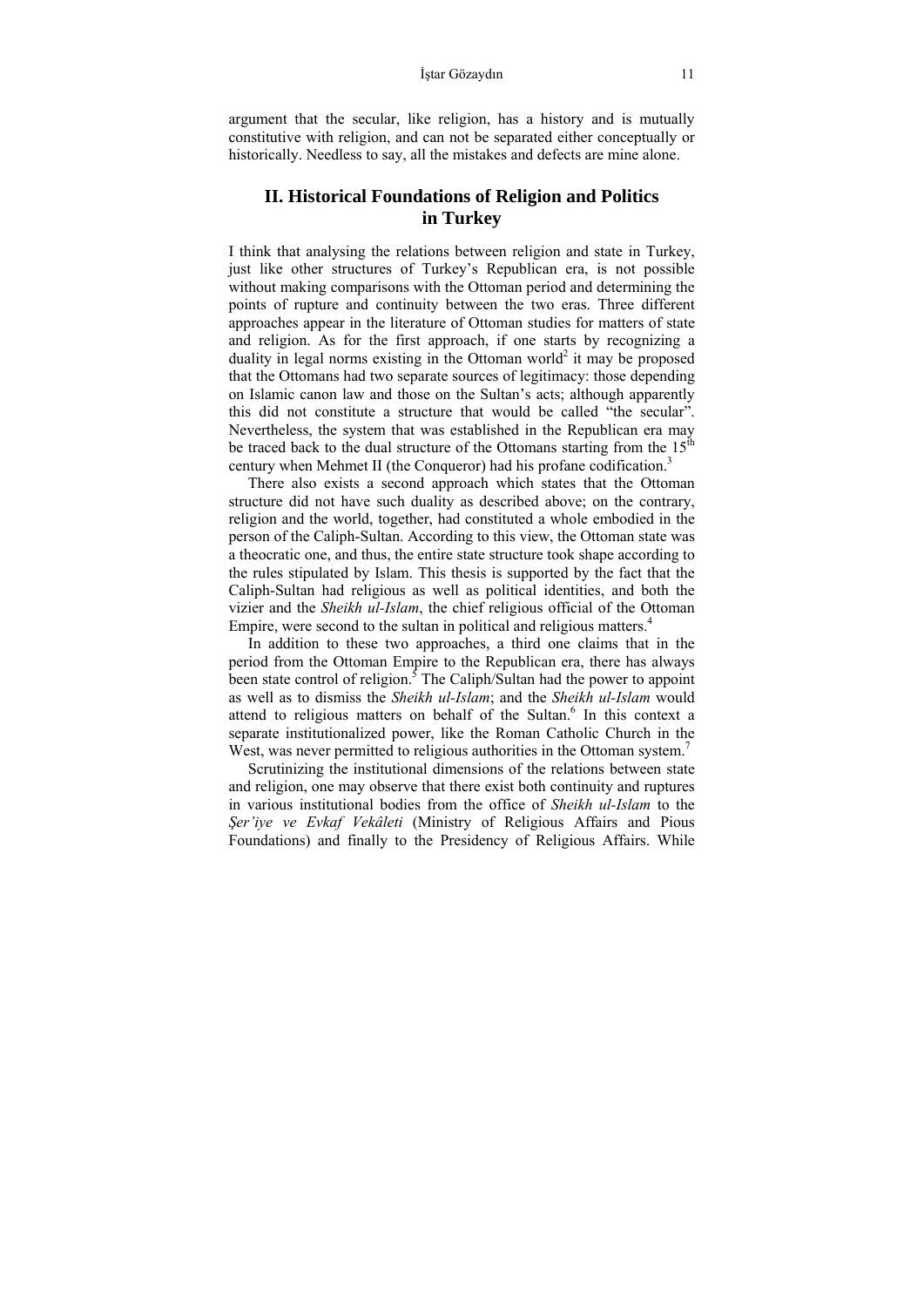argument that the secular, like religion, has a history and is mutually constitutive with religion, and can not be separated either conceptually or historically. Needless to say, all the mistakes and defects are mine alone.

## II. Historical Foundations of Religion and Politics in Turkey

I think that analysing the relations between religion and state in Turkey, just like other structures of Turkey's Republican era, is not possible without making comparisons with the Ottoman period and determining the points of rupture and continuity between the two eras. Three different approaches appear in the literature of Ottoman studies for matters of state and religion. As for the first approach, if one starts by recognizing a duality in legal norms existing in the Ottoman world[2] it may be proposed that the Ottomans had two separate sources of legitimacy: those depending on Islamic canon law and those on the Sultan's acts; although apparently this did not constitute a structure that would be called "the secular". Nevertheless, the system that was established in the Republican era may be traced back to the dual structure of the Ottomans starting from the 15$^{th}$ century when Mehmet II (the Conqueror) had his profane codification.[3]

There also exists a second approach which states that the Ottoman structure did not have such duality as described above; on the contrary, religion and the world, together, had constituted a whole embodied in the person of the Caliph-Sultan. According to this view, the Ottoman state was a theocratic one, and thus, the entire state structure took shape according to the rules stipulated by Islam. This thesis is supported by the fact that the Caliph-Sultan had religious as well as political identities, and both the vizier and the *Sheikh ul-Islam*, the chief religious official of the Ottoman Empire, were second to the sultan in political and religious matters.[4]

In addition to these two approaches, a third one claims that in the period from the Ottoman Empire to the Republican era, there has always been state control of religion.[5] The Caliph/Sultan had the power to appoint as well as to dismiss the *Sheikh ul-Islam*; and the *Sheikh ul-Islam* would attend to religious matters on behalf of the Sultan.[6] In this context a separate institutionalized power, like the Roman Catholic Church in the West, was never permitted to religious authorities in the Ottoman system.[7]

Scrutinizing the institutional dimensions of the relations between state and religion, one may observe that there exist both continuity and ruptures in various institutional bodies from the office of *Sheikh ul-Islam* to the *Şer'iye ve Evkaf Vekâleti* (Ministry of Religious Affairs and Pious Foundations) and finally to the Presidency of Religious Affairs. While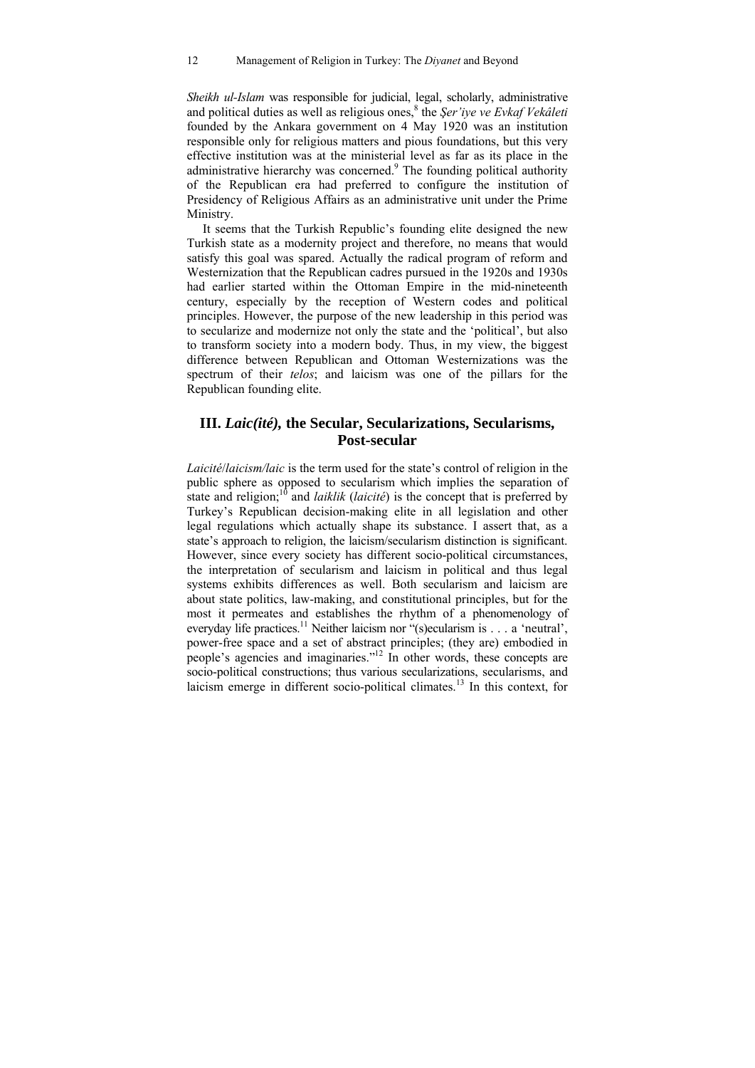*Sheikh ul-Islam* was responsible for judicial, legal, scholarly, administrative and political duties as well as religious ones,[8] the *Şer'iye ve Evkaf Vekâleti* founded by the Ankara government on 4 May 1920 was an institution responsible only for religious matters and pious foundations, but this very effective institution was at the ministerial level as far as its place in the administrative hierarchy was concerned.[9] The founding political authority of the Republican era had preferred to configure the institution of Presidency of Religious Affairs as an administrative unit under the Prime Ministry.

It seems that the Turkish Republic's founding elite designed the new Turkish state as a modernity project and therefore, no means that would satisfy this goal was spared. Actually the radical program of reform and Westernization that the Republican cadres pursued in the 1920s and 1930s had earlier started within the Ottoman Empire in the mid-nineteenth century, especially by the reception of Western codes and political principles. However, the purpose of the new leadership in this period was to secularize and modernize not only the state and the 'political', but also to transform society into a modern body. Thus, in my view, the biggest difference between Republican and Ottoman Westernizations was the spectrum of their *telos*; and laicism was one of the pillars for the Republican founding elite.

## III. *Laic(ité),* the Secular, Secularizations, Secularisms, Post-secular

*Laicité*/*laicism/laic* is the term used for the state's control of religion in the public sphere as opposed to secularism which implies the separation of state and religion;[10] and *laiklik* (*laicité*) is the concept that is preferred by Turkey's Republican decision-making elite in all legislation and other legal regulations which actually shape its substance. I assert that, as a state's approach to religion, the laicism/secularism distinction is significant. However, since every society has different socio-political circumstances, the interpretation of secularism and laicism in political and thus legal systems exhibits differences as well. Both secularism and laicism are about state politics, law-making, and constitutional principles, but for the most it permeates and establishes the rhythm of a phenomenology of everyday life practices.[11] Neither laicism nor "(s)ecularism is . . . a 'neutral', power-free space and a set of abstract principles; (they are) embodied in people's agencies and imaginaries."[12] In other words, these concepts are socio-political constructions; thus various secularizations, secularisms, and laicism emerge in different socio-political climates.[13] In this context, for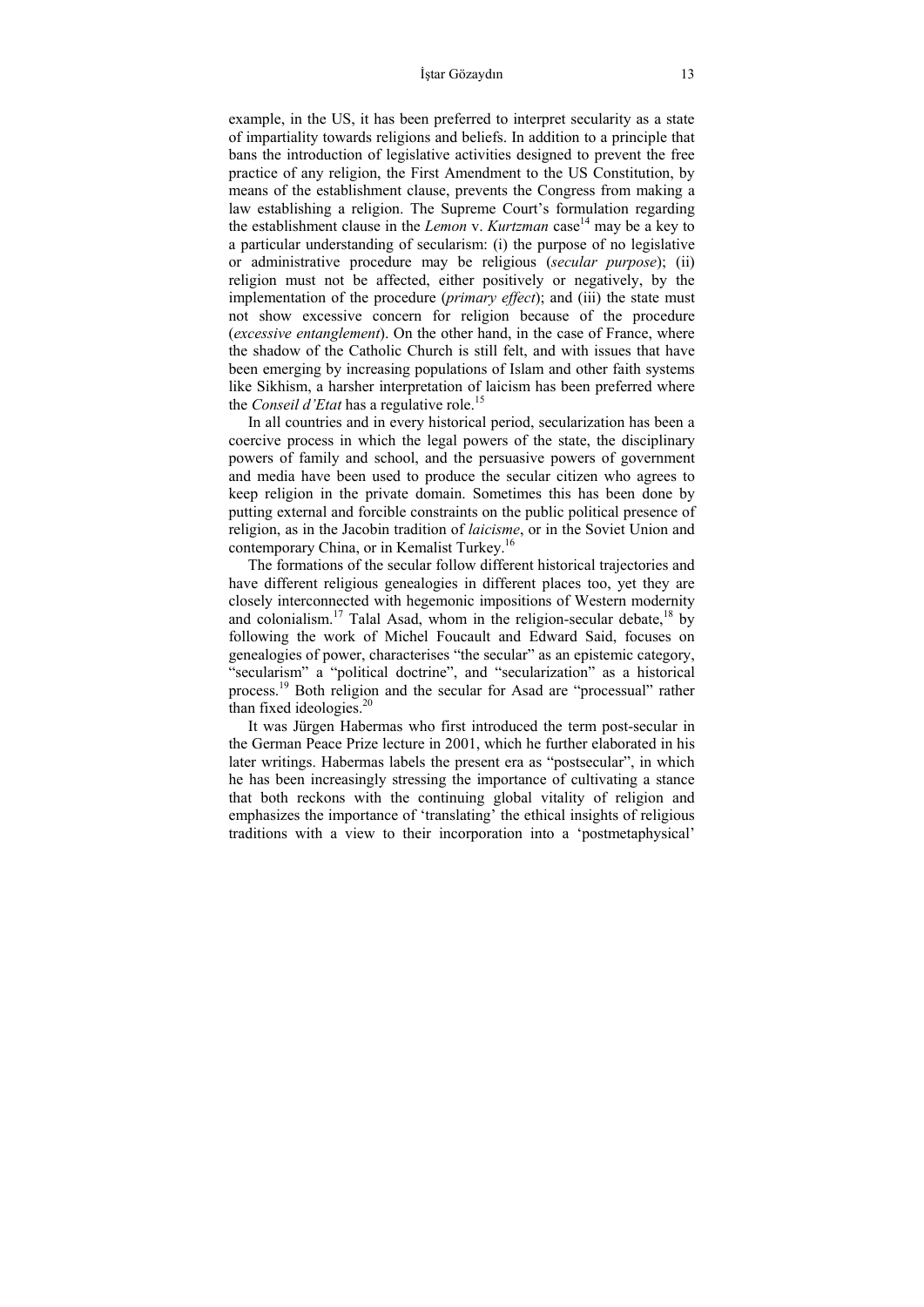example, in the US, it has been preferred to interpret secularity as a state of impartiality towards religions and beliefs. In addition to a principle that bans the introduction of legislative activities designed to prevent the free practice of any religion, the First Amendment to the US Constitution, by means of the establishment clause, prevents the Congress from making a law establishing a religion. The Supreme Court's formulation regarding the establishment clause in the *Lemon* v. *Kurtzman* case[14] may be a key to a particular understanding of secularism: (i) the purpose of no legislative or administrative procedure may be religious (*secular purpose*); (ii) religion must not be affected, either positively or negatively, by the implementation of the procedure (*primary effect*); and (iii) the state must not show excessive concern for religion because of the procedure (*excessive entanglement*). On the other hand, in the case of France, where the shadow of the Catholic Church is still felt, and with issues that have been emerging by increasing populations of Islam and other faith systems like Sikhism, a harsher interpretation of laicism has been preferred where the *Conseil d'Etat* has a regulative role.[15]

In all countries and in every historical period, secularization has been a coercive process in which the legal powers of the state, the disciplinary powers of family and school, and the persuasive powers of government and media have been used to produce the secular citizen who agrees to keep religion in the private domain. Sometimes this has been done by putting external and forcible constraints on the public political presence of religion, as in the Jacobin tradition of *laicisme*, or in the Soviet Union and contemporary China, or in Kemalist Turkey.[16]

The formations of the secular follow different historical trajectories and have different religious genealogies in different places too, yet they are closely interconnected with hegemonic impositions of Western modernity and colonialism.[17] Talal Asad, whom in the religion-secular debate,[18] by following the work of Michel Foucault and Edward Said, focuses on genealogies of power, characterises "the secular" as an epistemic category, "secularism" a "political doctrine", and "secularization" as a historical process.[19] Both religion and the secular for Asad are "processual" rather than fixed ideologies.[20]

It was Jürgen Habermas who first introduced the term post-secular in the German Peace Prize lecture in 2001, which he further elaborated in his later writings. Habermas labels the present era as "postsecular", in which he has been increasingly stressing the importance of cultivating a stance that both reckons with the continuing global vitality of religion and emphasizes the importance of 'translating' the ethical insights of religious traditions with a view to their incorporation into a 'postmetaphysical'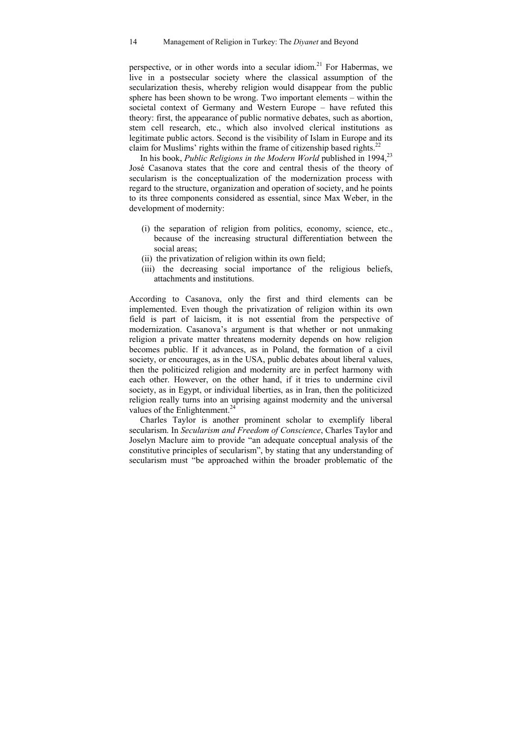perspective, or in other words into a secular idiom.[21] For Habermas, we live in a postsecular society where the classical assumption of the secularization thesis, whereby religion would disappear from the public sphere has been shown to be wrong. Two important elements – within the societal context of Germany and Western Europe – have refuted this theory: first, the appearance of public normative debates, such as abortion, stem cell research, etc., which also involved clerical institutions as legitimate public actors. Second is the visibility of Islam in Europe and its claim for Muslims' rights within the frame of citizenship based rights.[22]

In his book, *Public Religions in the Modern World* published in 1994,[23] José Casanova states that the core and central thesis of the theory of secularism is the conceptualization of the modernization process with regard to the structure, organization and operation of society, and he points to its three components considered as essential, since Max Weber, in the development of modernity:

(i) the separation of religion from politics, economy, science, etc., because of the increasing structural differentiation between the social areas;
(ii) the privatization of religion within its own field;
(iii) the decreasing social importance of the religious beliefs, attachments and institutions.

According to Casanova, only the first and third elements can be implemented. Even though the privatization of religion within its own field is part of laicism, it is not essential from the perspective of modernization. Casanova's argument is that whether or not unmaking religion a private matter threatens modernity depends on how religion becomes public. If it advances, as in Poland, the formation of a civil society, or encourages, as in the USA, public debates about liberal values, then the politicized religion and modernity are in perfect harmony with each other. However, on the other hand, if it tries to undermine civil society, as in Egypt, or individual liberties, as in Iran, then the politicized religion really turns into an uprising against modernity and the universal values of the Enlightenment.[24]

Charles Taylor is another prominent scholar to exemplify liberal secularism. In *Secularism and Freedom of Conscience*, Charles Taylor and Joselyn Maclure aim to provide "an adequate conceptual analysis of the constitutive principles of secularism", by stating that any understanding of secularism must "be approached within the broader problematic of the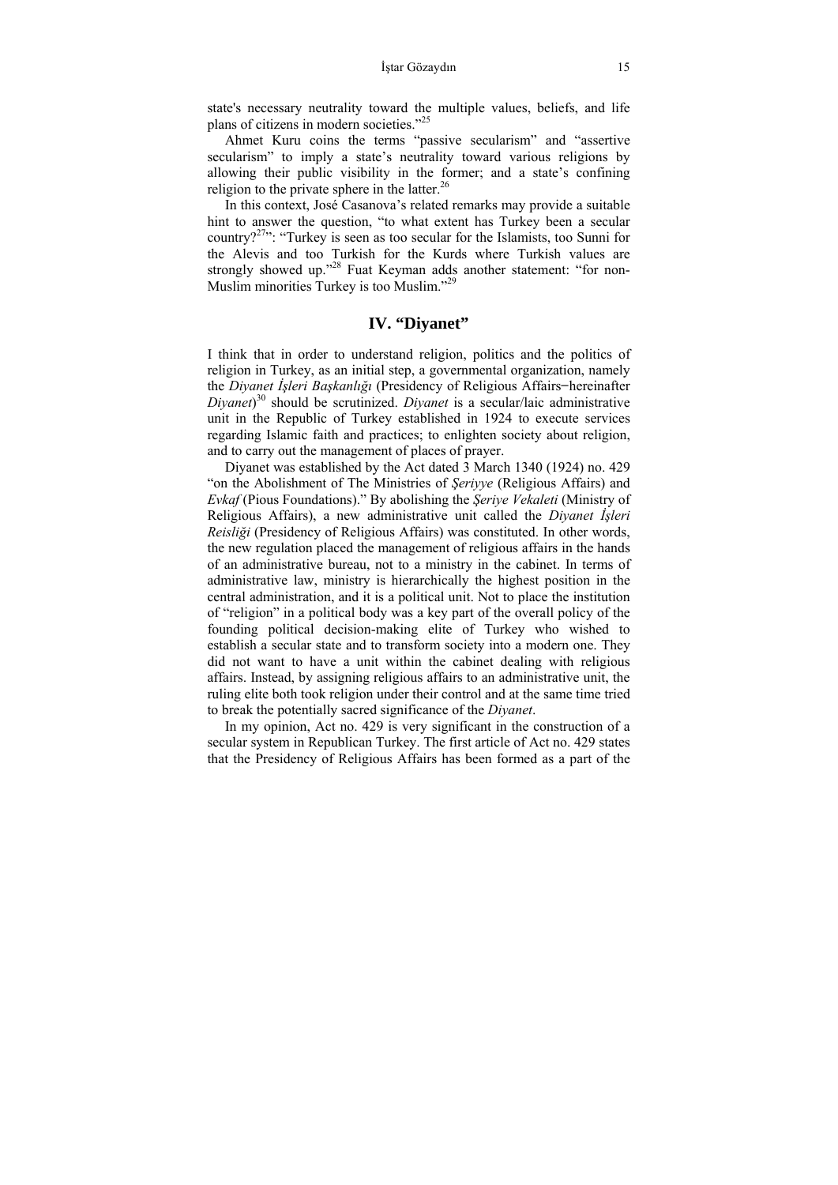state's necessary neutrality toward the multiple values, beliefs, and life plans of citizens in modern societies."[25]

Ahmet Kuru coins the terms "passive secularism" and "assertive secularism" to imply a state's neutrality toward various religions by allowing their public visibility in the former; and a state's confining religion to the private sphere in the latter.[26]

In this context, José Casanova's related remarks may provide a suitable hint to answer the question, "to what extent has Turkey been a secular country?[27]": "Turkey is seen as too secular for the Islamists, too Sunni for the Alevis and too Turkish for the Kurds where Turkish values are strongly showed up."[28] Fuat Keyman adds another statement: "for non-Muslim minorities Turkey is too Muslim."[29]

## IV. "Diyanet"

I think that in order to understand religion, politics and the politics of religion in Turkey, as an initial step, a governmental organization, namely the *Diyanet İşleri Başkanlığı* (Presidency of Religious Affairs–hereinafter *Diyanet*)[30] should be scrutinized. *Diyanet* is a secular/laic administrative unit in the Republic of Turkey established in 1924 to execute services regarding Islamic faith and practices; to enlighten society about religion, and to carry out the management of places of prayer.

Diyanet was established by the Act dated 3 March 1340 (1924) no. 429 "on the Abolishment of The Ministries of *Şeriyye* (Religious Affairs) and *Evkaf* (Pious Foundations)." By abolishing the *Şeriye Vekaleti* (Ministry of Religious Affairs), a new administrative unit called the *Diyanet İşleri Reisliği* (Presidency of Religious Affairs) was constituted. In other words, the new regulation placed the management of religious affairs in the hands of an administrative bureau, not to a ministry in the cabinet. In terms of administrative law, ministry is hierarchically the highest position in the central administration, and it is a political unit. Not to place the institution of "religion" in a political body was a key part of the overall policy of the founding political decision-making elite of Turkey who wished to establish a secular state and to transform society into a modern one. They did not want to have a unit within the cabinet dealing with religious affairs. Instead, by assigning religious affairs to an administrative unit, the ruling elite both took religion under their control and at the same time tried to break the potentially sacred significance of the *Diyanet*.

In my opinion, Act no. 429 is very significant in the construction of a secular system in Republican Turkey. The first article of Act no. 429 states that the Presidency of Religious Affairs has been formed as a part of the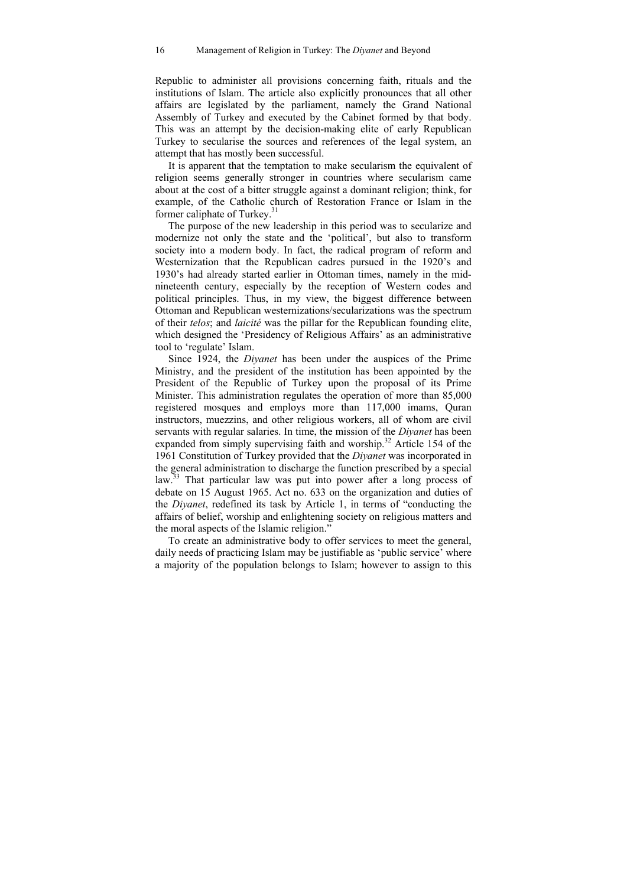Republic to administer all provisions concerning faith, rituals and the institutions of Islam. The article also explicitly pronounces that all other affairs are legislated by the parliament, namely the Grand National Assembly of Turkey and executed by the Cabinet formed by that body. This was an attempt by the decision-making elite of early Republican Turkey to secularise the sources and references of the legal system, an attempt that has mostly been successful.

It is apparent that the temptation to make secularism the equivalent of religion seems generally stronger in countries where secularism came about at the cost of a bitter struggle against a dominant religion; think, for example, of the Catholic church of Restoration France or Islam in the former caliphate of Turkey.[31]

The purpose of the new leadership in this period was to secularize and modernize not only the state and the 'political', but also to transform society into a modern body. In fact, the radical program of reform and Westernization that the Republican cadres pursued in the 1920's and 1930's had already started earlier in Ottoman times, namely in the mid-nineteenth century, especially by the reception of Western codes and political principles. Thus, in my view, the biggest difference between Ottoman and Republican westernizations/secularizations was the spectrum of their *telos*; and *laicité* was the pillar for the Republican founding elite, which designed the 'Presidency of Religious Affairs' as an administrative tool to 'regulate' Islam.

Since 1924, the *Diyanet* has been under the auspices of the Prime Ministry, and the president of the institution has been appointed by the President of the Republic of Turkey upon the proposal of its Prime Minister. This administration regulates the operation of more than 85,000 registered mosques and employs more than 117,000 imams, Quran instructors, muezzins, and other religious workers, all of whom are civil servants with regular salaries. In time, the mission of the *Diyanet* has been expanded from simply supervising faith and worship.[32] Article 154 of the 1961 Constitution of Turkey provided that the *Diyanet* was incorporated in the general administration to discharge the function prescribed by a special law.[33] That particular law was put into power after a long process of debate on 15 August 1965. Act no. 633 on the organization and duties of the *Diyanet*, redefined its task by Article 1, in terms of "conducting the affairs of belief, worship and enlightening society on religious matters and the moral aspects of the Islamic religion."

To create an administrative body to offer services to meet the general, daily needs of practicing Islam may be justifiable as 'public service' where a majority of the population belongs to Islam; however to assign to this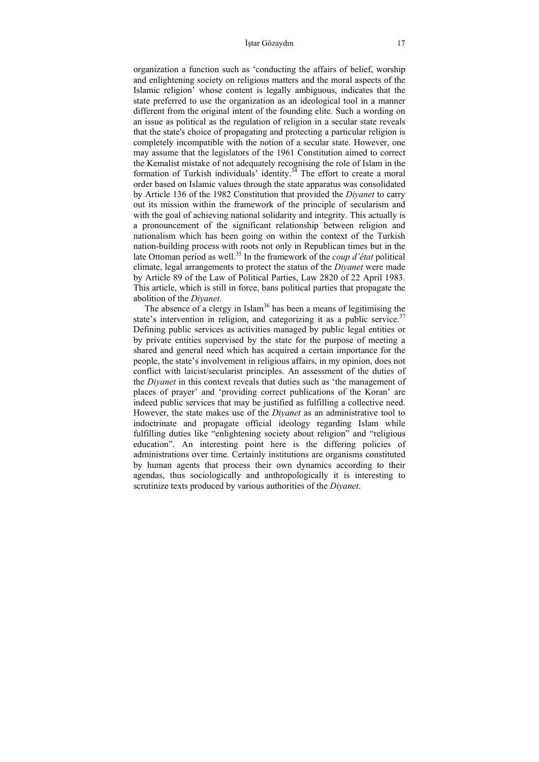organization a function such as 'conducting the affairs of belief, worship and enlightening society on religious matters and the moral aspects of the Islamic religion' whose content is legally ambiguous, indicates that the state preferred to use the organization as an ideological tool in a manner different from the original intent of the founding elite. Such a wording on an issue as political as the regulation of religion in a secular state reveals that the state's choice of propagating and protecting a particular religion is completely incompatible with the notion of a secular state. However, one may assume that the legislators of the 1961 Constitution aimed to correct the Kemalist mistake of not adequately recognising the role of Islam in the formation of Turkish individuals' identity.[34] The effort to create a moral order based on Islamic values through the state apparatus was consolidated by Article 136 of the 1982 Constitution that provided the *Diyanet* to carry out its mission within the framework of the principle of secularism and with the goal of achieving national solidarity and integrity. This actually is a pronouncement of the significant relationship between religion and nationalism which has been going on within the context of the Turkish nation-building process with roots not only in Republican times but in the late Ottoman period as well.[35] In the framework of the *coup d'état* political climate, legal arrangements to protect the status of the *Diyanet* were made by Article 89 of the Law of Political Parties, Law 2820 of 22 April 1983. This article, which is still in force, bans political parties that propagate the abolition of the *Diyanet*.

The absence of a clergy in Islam[36] has been a means of legitimising the state's intervention in religion, and categorizing it as a public service.[37] Defining public services as activities managed by public legal entities or by private entities supervised by the state for the purpose of meeting a shared and general need which has acquired a certain importance for the people, the state's involvement in religious affairs, in my opinion, does not conflict with laicist/secularist principles. An assessment of the duties of the *Diyanet* in this context reveals that duties such as 'the management of places of prayer' and 'providing correct publications of the Koran' are indeed public services that may be justified as fulfilling a collective need. However, the state makes use of the *Diyanet* as an administrative tool to indoctrinate and propagate official ideology regarding Islam while fulfilling duties like "enlightening society about religion" and "religious education". An interesting point here is the differing policies of administrations over time. Certainly institutions are organisms constituted by human agents that process their own dynamics according to their agendas, thus sociologically and anthropologically it is interesting to scrutinize texts produced by various authorities of the *Diyanet*.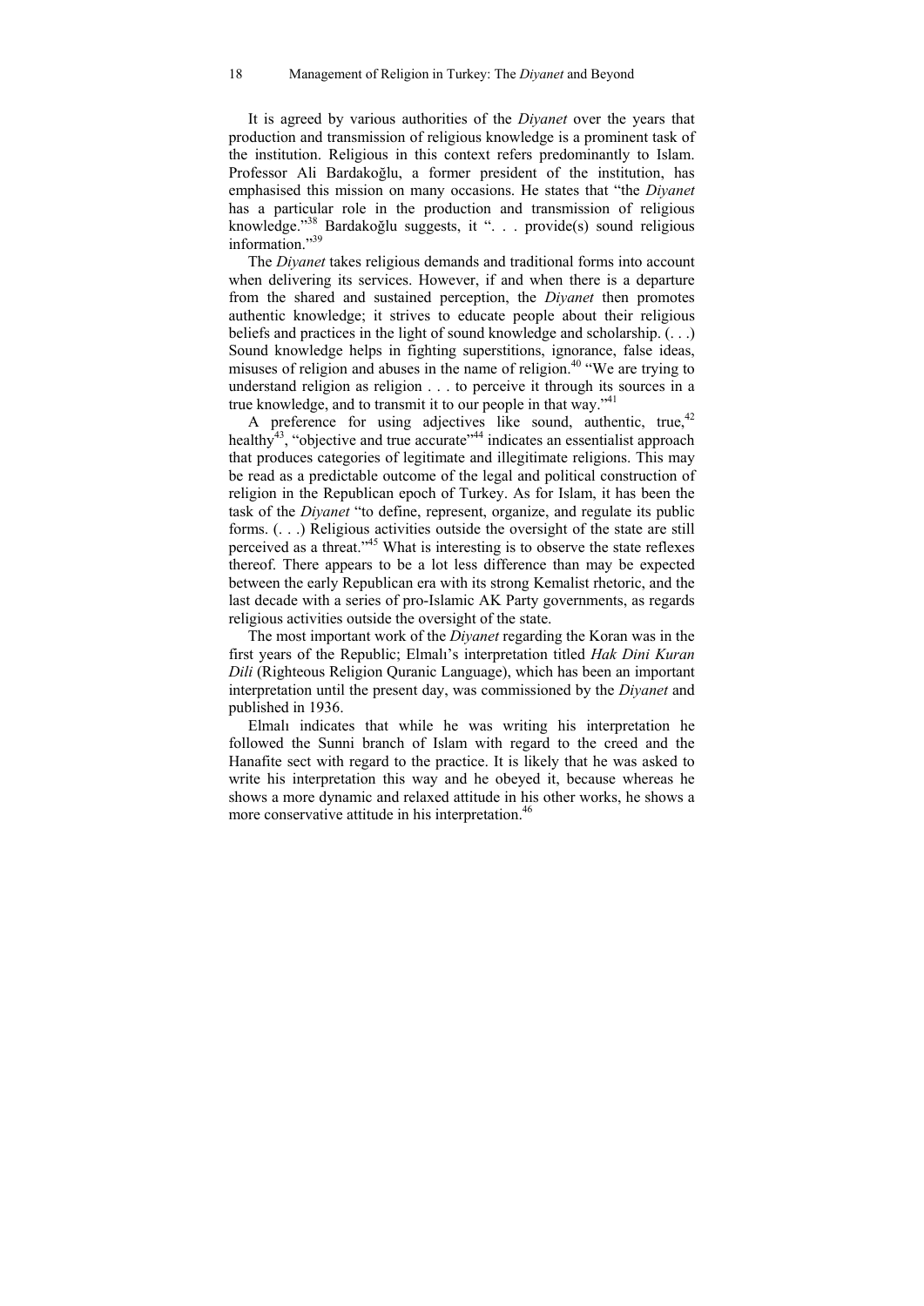It is agreed by various authorities of the *Diyanet* over the years that production and transmission of religious knowledge is a prominent task of the institution. Religious in this context refers predominantly to Islam. Professor Ali Bardakoğlu, a former president of the institution, has emphasised this mission on many occasions. He states that "the *Diyanet* has a particular role in the production and transmission of religious knowledge."[38] Bardakoğlu suggests, it ". . . provide(s) sound religious information."[39]

The *Diyanet* takes religious demands and traditional forms into account when delivering its services. However, if and when there is a departure from the shared and sustained perception, the *Diyanet* then promotes authentic knowledge; it strives to educate people about their religious beliefs and practices in the light of sound knowledge and scholarship. (. . .) Sound knowledge helps in fighting superstitions, ignorance, false ideas, misuses of religion and abuses in the name of religion.[40] "We are trying to understand religion as religion . . . to perceive it through its sources in a true knowledge, and to transmit it to our people in that way."[41]

A preference for using adjectives like sound, authentic, true,[42] healthy[43], "objective and true accurate"[44] indicates an essentialist approach that produces categories of legitimate and illegitimate religions. This may be read as a predictable outcome of the legal and political construction of religion in the Republican epoch of Turkey. As for Islam, it has been the task of the *Diyanet* "to define, represent, organize, and regulate its public forms. (. . .) Religious activities outside the oversight of the state are still perceived as a threat."[45] What is interesting is to observe the state reflexes thereof. There appears to be a lot less difference than may be expected between the early Republican era with its strong Kemalist rhetoric, and the last decade with a series of pro-Islamic AK Party governments, as regards religious activities outside the oversight of the state.

The most important work of the *Diyanet* regarding the Koran was in the first years of the Republic; Elmalı's interpretation titled *Hak Dini Kuran Dili* (Righteous Religion Quranic Language), which has been an important interpretation until the present day, was commissioned by the *Diyanet* and published in 1936.

Elmalı indicates that while he was writing his interpretation he followed the Sunni branch of Islam with regard to the creed and the Hanafite sect with regard to the practice. It is likely that he was asked to write his interpretation this way and he obeyed it, because whereas he shows a more dynamic and relaxed attitude in his other works, he shows a more conservative attitude in his interpretation.[46]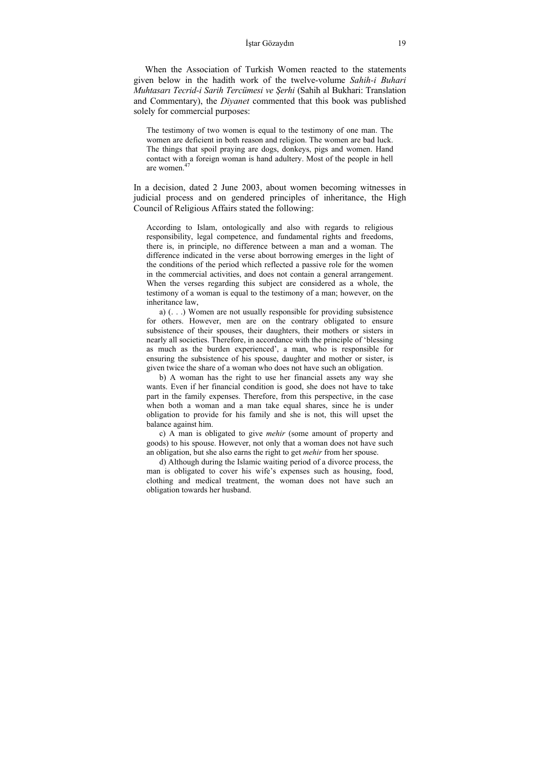When the Association of Turkish Women reacted to the statements given below in the hadith work of the twelve-volume *Sahih-i Buhari Muhtasarı Tecrid-i Sarih Tercümesi ve Şerhi* (Sahih al Bukhari: Translation and Commentary), the *Diyanet* commented that this book was published solely for commercial purposes:

> The testimony of two women is equal to the testimony of one man. The women are deficient in both reason and religion. The women are bad luck. The things that spoil praying are dogs, donkeys, pigs and women. Hand contact with a foreign woman is hand adultery. Most of the people in hell are women.[47]

In a decision, dated 2 June 2003, about women becoming witnesses in judicial process and on gendered principles of inheritance, the High Council of Religious Affairs stated the following:

> According to Islam, ontologically and also with regards to religious responsibility, legal competence, and fundamental rights and freedoms, there is, in principle, no difference between a man and a woman. The difference indicated in the verse about borrowing emerges in the light of the conditions of the period which reflected a passive role for the women in the commercial activities, and does not contain a general arrangement. When the verses regarding this subject are considered as a whole, the testimony of a woman is equal to the testimony of a man; however, on the inheritance law,
>
> a) (. . .) Women are not usually responsible for providing subsistence for others. However, men are on the contrary obligated to ensure subsistence of their spouses, their daughters, their mothers or sisters in nearly all societies. Therefore, in accordance with the principle of 'blessing as much as the burden experienced', a man, who is responsible for ensuring the subsistence of his spouse, daughter and mother or sister, is given twice the share of a woman who does not have such an obligation.
>
> b) A woman has the right to use her financial assets any way she wants. Even if her financial condition is good, she does not have to take part in the family expenses. Therefore, from this perspective, in the case when both a woman and a man take equal shares, since he is under obligation to provide for his family and she is not, this will upset the balance against him.
>
> c) A man is obligated to give *mehir* (some amount of property and goods) to his spouse. However, not only that a woman does not have such an obligation, but she also earns the right to get *mehir* from her spouse.
>
> d) Although during the Islamic waiting period of a divorce process, the man is obligated to cover his wife's expenses such as housing, food, clothing and medical treatment, the woman does not have such an obligation towards her husband.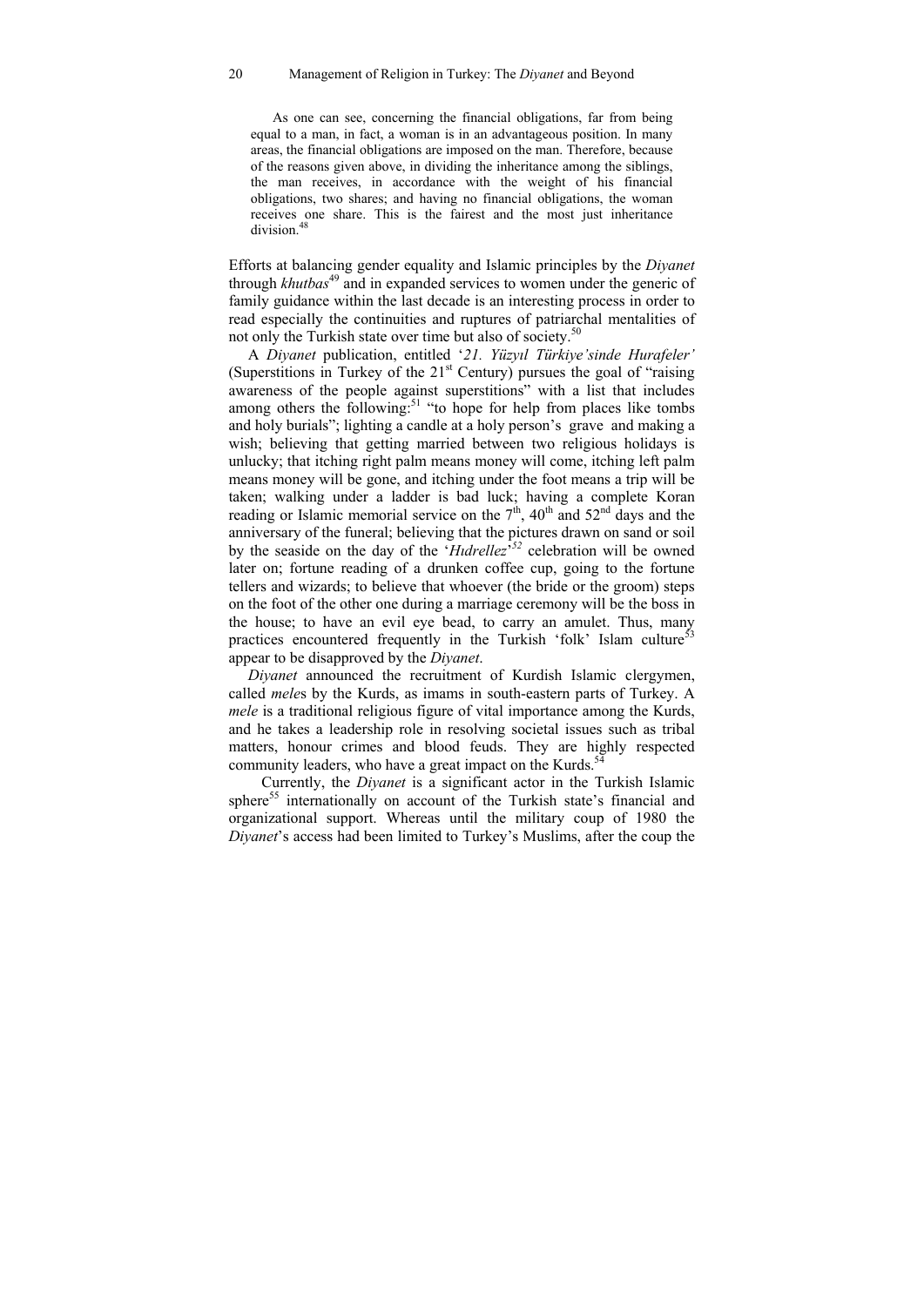> As one can see, concerning the financial obligations, far from being equal to a man, in fact, a woman is in an advantageous position. In many areas, the financial obligations are imposed on the man. Therefore, because of the reasons given above, in dividing the inheritance among the siblings, the man receives, in accordance with the weight of his financial obligations, two shares; and having no financial obligations, the woman receives one share. This is the fairest and the most just inheritance division.[48]

Efforts at balancing gender equality and Islamic principles by the *Diyanet* through *khutbas*[49] and in expanded services to women under the generic of family guidance within the last decade is an interesting process in order to read especially the continuities and ruptures of patriarchal mentalities of not only the Turkish state over time but also of society.[50]

A *Diyanet* publication, entitled '*21. Yüzyıl Türkiye'sinde Hurafeler'* (Superstitions in Turkey of the 21st Century) pursues the goal of "raising awareness of the people against superstitions" with a list that includes among others the following:[51] "to hope for help from places like tombs and holy burials"; lighting a candle at a holy person's grave and making a wish; believing that getting married between two religious holidays is unlucky; that itching right palm means money will come, itching left palm means money will be gone, and itching under the foot means a trip will be taken; walking under a ladder is bad luck; having a complete Koran reading or Islamic memorial service on the 7th, 40th and 52nd days and the anniversary of the funeral; believing that the pictures drawn on sand or soil by the seaside on the day of the '*Hıdrellez*'[52] celebration will be owned later on; fortune reading of a drunken coffee cup, going to the fortune tellers and wizards; to believe that whoever (the bride or the groom) steps on the foot of the other one during a marriage ceremony will be the boss in the house; to have an evil eye bead, to carry an amulet. Thus, many practices encountered frequently in the Turkish 'folk' Islam culture[53] appear to be disapproved by the *Diyanet*.

*Diyanet* announced the recruitment of Kurdish Islamic clergymen, called *mele*s by the Kurds, as imams in south-eastern parts of Turkey. A *mele* is a traditional religious figure of vital importance among the Kurds, and he takes a leadership role in resolving societal issues such as tribal matters, honour crimes and blood feuds. They are highly respected community leaders, who have a great impact on the Kurds.[54]

Currently, the *Diyanet* is a significant actor in the Turkish Islamic sphere[55] internationally on account of the Turkish state's financial and organizational support. Whereas until the military coup of 1980 the *Diyanet*'s access had been limited to Turkey's Muslims, after the coup the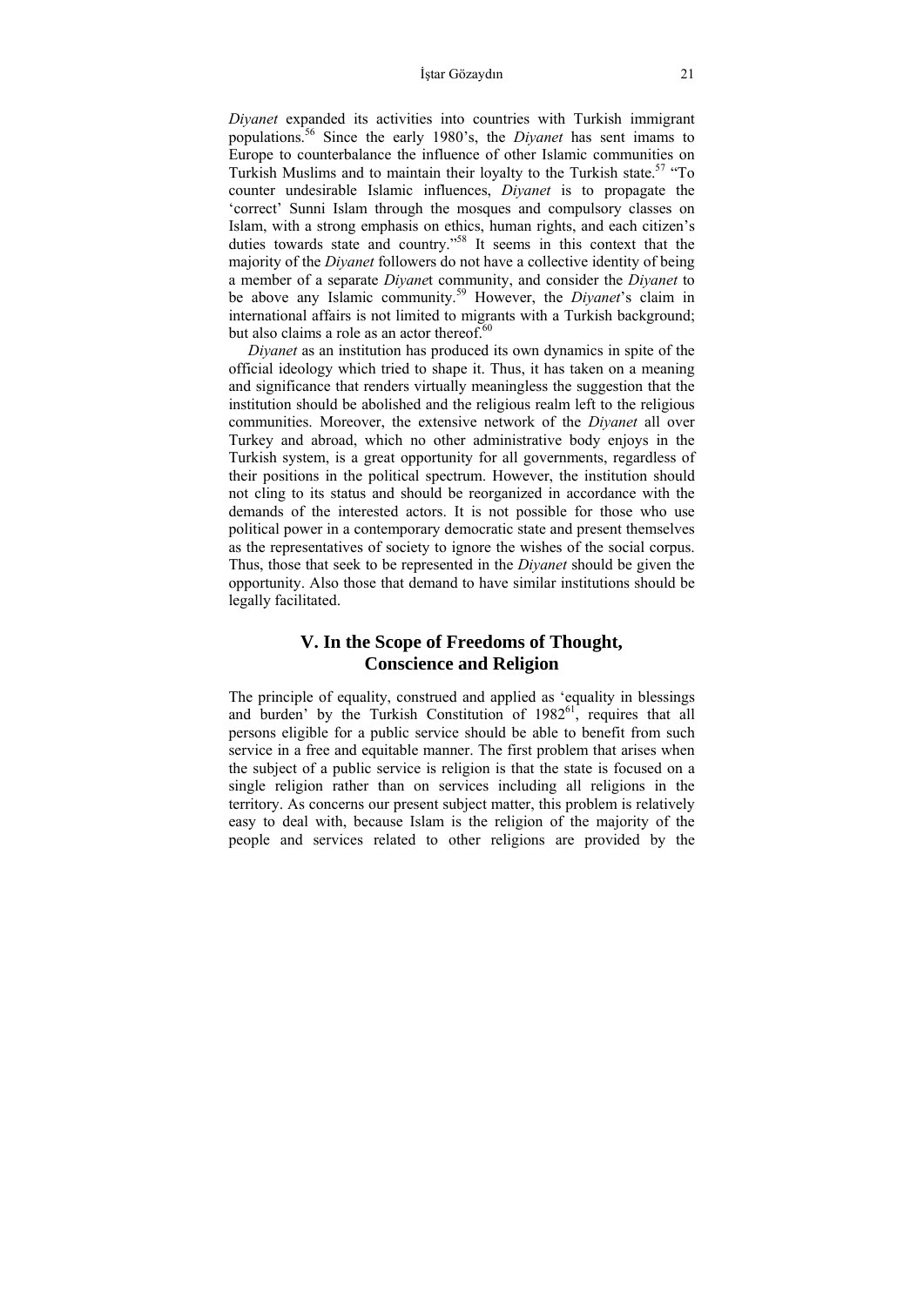*Diyanet* expanded its activities into countries with Turkish immigrant populations.[56] Since the early 1980's, the *Diyanet* has sent imams to Europe to counterbalance the influence of other Islamic communities on Turkish Muslims and to maintain their loyalty to the Turkish state.[57] "To counter undesirable Islamic influences, *Diyanet* is to propagate the 'correct' Sunni Islam through the mosques and compulsory classes on Islam, with a strong emphasis on ethics, human rights, and each citizen's duties towards state and country."[58] It seems in this context that the majority of the *Diyanet* followers do not have a collective identity of being a member of a separate *Diyane*t community, and consider the *Diyanet* to be above any Islamic community.[59] However, the *Diyanet*'s claim in international affairs is not limited to migrants with a Turkish background; but also claims a role as an actor thereof.[60]

*Diyanet* as an institution has produced its own dynamics in spite of the official ideology which tried to shape it. Thus, it has taken on a meaning and significance that renders virtually meaningless the suggestion that the institution should be abolished and the religious realm left to the religious communities. Moreover, the extensive network of the *Diyanet* all over Turkey and abroad, which no other administrative body enjoys in the Turkish system, is a great opportunity for all governments, regardless of their positions in the political spectrum. However, the institution should not cling to its status and should be reorganized in accordance with the demands of the interested actors. It is not possible for those who use political power in a contemporary democratic state and present themselves as the representatives of society to ignore the wishes of the social corpus. Thus, those that seek to be represented in the *Diyanet* should be given the opportunity. Also those that demand to have similar institutions should be legally facilitated.

## V. In the Scope of Freedoms of Thought, Conscience and Religion

The principle of equality, construed and applied as 'equality in blessings and burden' by the Turkish Constitution of 1982[61], requires that all persons eligible for a public service should be able to benefit from such service in a free and equitable manner. The first problem that arises when the subject of a public service is religion is that the state is focused on a single religion rather than on services including all religions in the territory. As concerns our present subject matter, this problem is relatively easy to deal with, because Islam is the religion of the majority of the people and services related to other religions are provided by the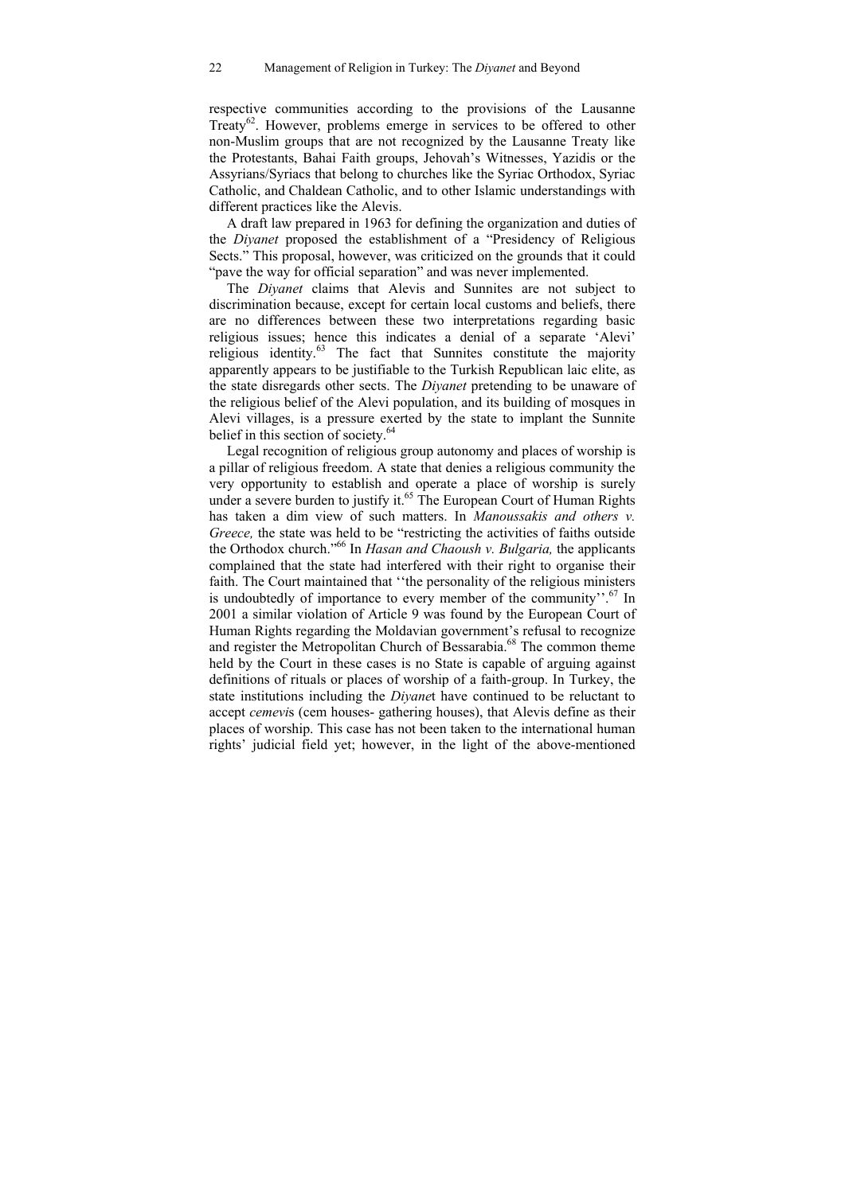respective communities according to the provisions of the Lausanne Treaty[62]. However, problems emerge in services to be offered to other non-Muslim groups that are not recognized by the Lausanne Treaty like the Protestants, Bahai Faith groups, Jehovah's Witnesses, Yazidis or the Assyrians/Syriacs that belong to churches like the Syriac Orthodox, Syriac Catholic, and Chaldean Catholic, and to other Islamic understandings with different practices like the Alevis.

A draft law prepared in 1963 for defining the organization and duties of the *Diyanet* proposed the establishment of a "Presidency of Religious Sects." This proposal, however, was criticized on the grounds that it could "pave the way for official separation" and was never implemented.

The *Diyanet* claims that Alevis and Sunnites are not subject to discrimination because, except for certain local customs and beliefs, there are no differences between these two interpretations regarding basic religious issues; hence this indicates a denial of a separate 'Alevi' religious identity.[63] The fact that Sunnites constitute the majority apparently appears to be justifiable to the Turkish Republican laic elite, as the state disregards other sects. The *Diyanet* pretending to be unaware of the religious belief of the Alevi population, and its building of mosques in Alevi villages, is a pressure exerted by the state to implant the Sunnite belief in this section of society.[64]

Legal recognition of religious group autonomy and places of worship is a pillar of religious freedom. A state that denies a religious community the very opportunity to establish and operate a place of worship is surely under a severe burden to justify it.[65] The European Court of Human Rights has taken a dim view of such matters. In *Manoussakis and others v. Greece,* the state was held to be "restricting the activities of faiths outside the Orthodox church."[66] In *Hasan and Chaoush v. Bulgaria,* the applicants complained that the state had interfered with their right to organise their faith. The Court maintained that ''the personality of the religious ministers is undoubtedly of importance to every member of the community''.[67] In 2001 a similar violation of Article 9 was found by the European Court of Human Rights regarding the Moldavian government's refusal to recognize and register the Metropolitan Church of Bessarabia.[68] The common theme held by the Court in these cases is no State is capable of arguing against definitions of rituals or places of worship of a faith-group. In Turkey, the state institutions including the *Diyanet* have continued to be reluctant to accept *cemevi*s (cem houses- gathering houses), that Alevis define as their places of worship. This case has not been taken to the international human rights' judicial field yet; however, in the light of the above-mentioned